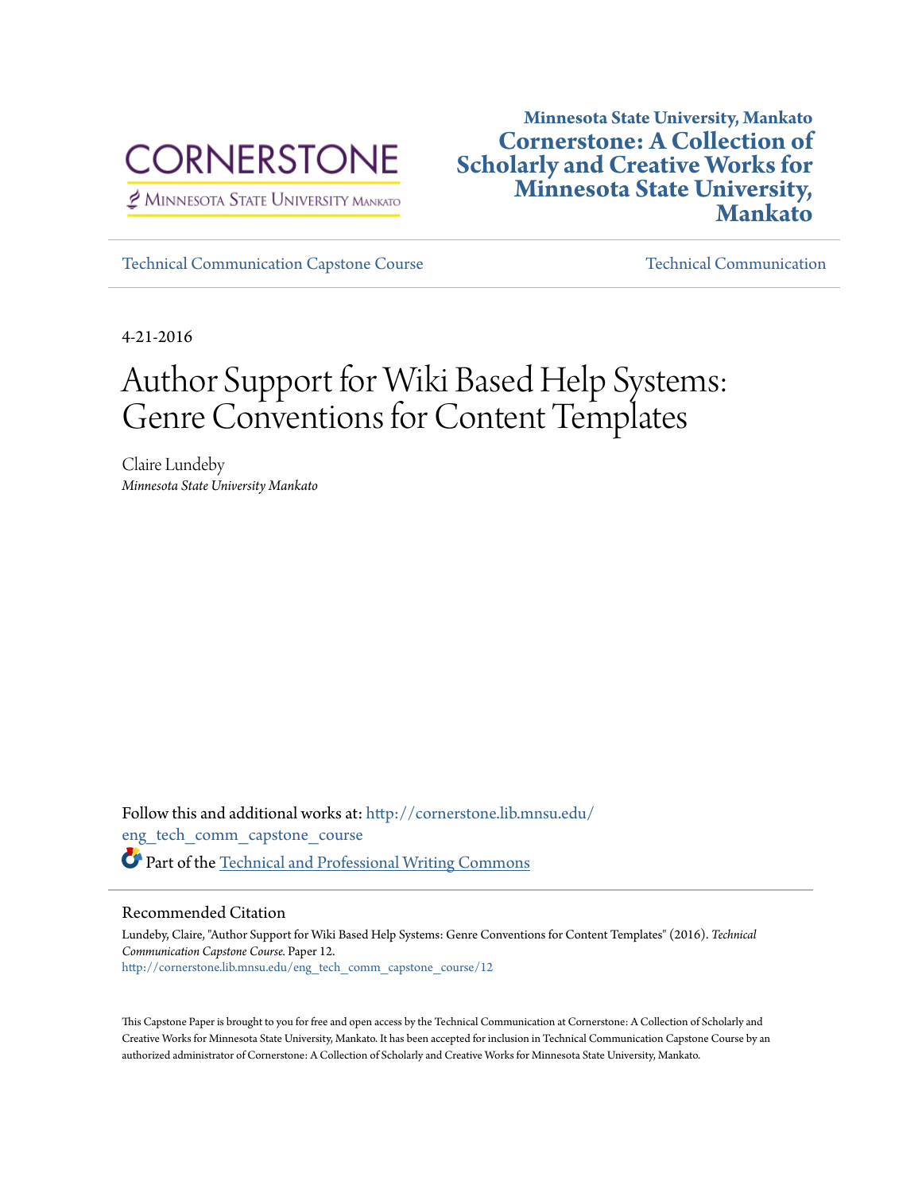CORNERSTONE

Minnesota State University Mankato

**Minnesota State University, Mankato**

**Cornerstone: A Collection of Scholarly and Creative Works for Minnesota State University, Mankato**

Technical Communication Capstone Course

Technical Communication

4-21-2016

# Author Support for Wiki Based Help Systems: Genre Conventions for Content Templates

Claire Lundeby
*Minnesota State University Mankato*

Follow this and additional works at: http://cornerstone.lib.mnsu.edu/eng_tech_comm_capstone_course

Part of the Technical and Professional Writing Commons

## Recommended Citation

Lundeby, Claire, "Author Support for Wiki Based Help Systems: Genre Conventions for Content Templates" (2016). *Technical Communication Capstone Course.* Paper 12.
http://cornerstone.lib.mnsu.edu/eng_tech_comm_capstone_course/12

This Capstone Paper is brought to you for free and open access by the Technical Communication at Cornerstone: A Collection of Scholarly and Creative Works for Minnesota State University, Mankato. It has been accepted for inclusion in Technical Communication Capstone Course by an authorized administrator of Cornerstone: A Collection of Scholarly and Creative Works for Minnesota State University, Mankato.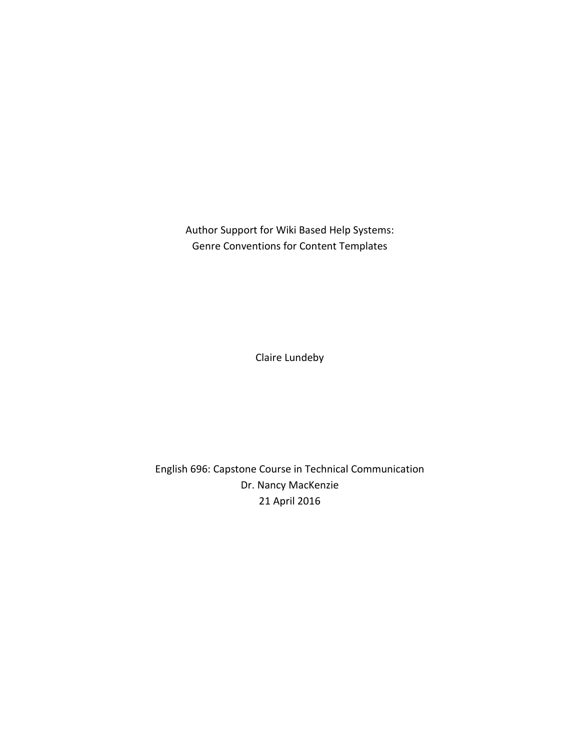# Author Support for Wiki Based Help Systems: Genre Conventions for Content Templates

Claire Lundeby

English 696: Capstone Course in Technical Communication
Dr. Nancy MacKenzie
21 April 2016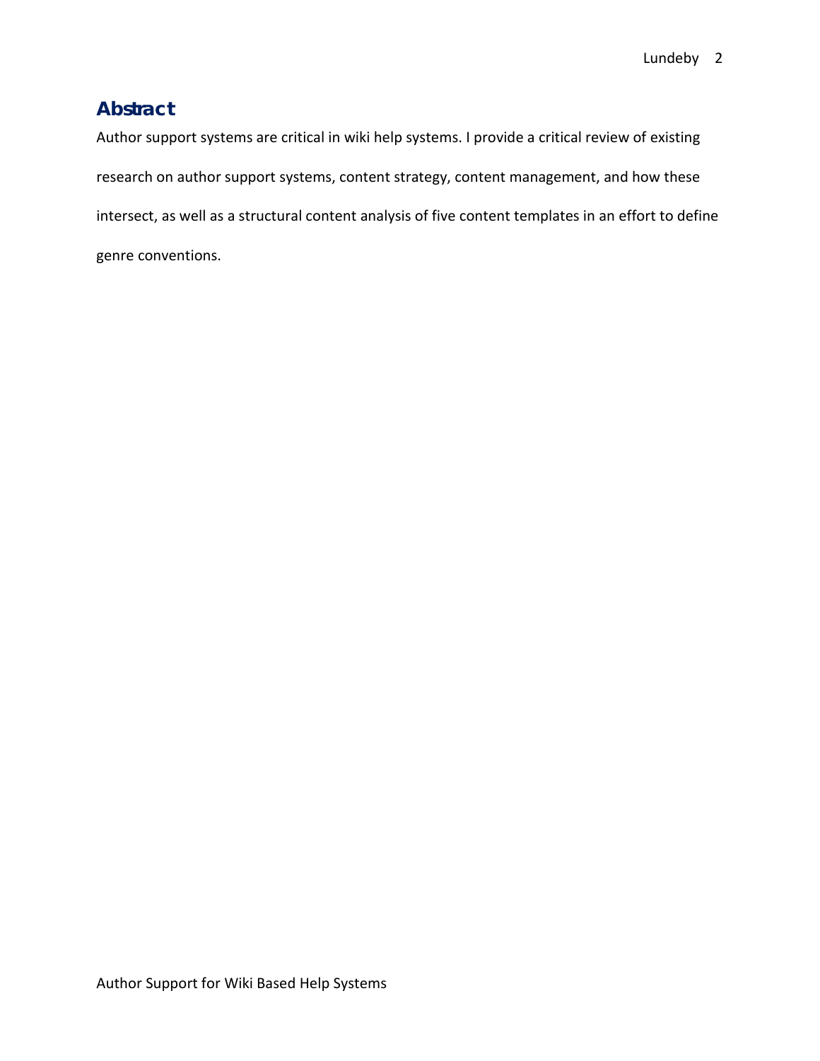## Abstract

Author support systems are critical in wiki help systems. I provide a critical review of existing research on author support systems, content strategy, content management, and how these intersect, as well as a structural content analysis of five content templates in an effort to define genre conventions.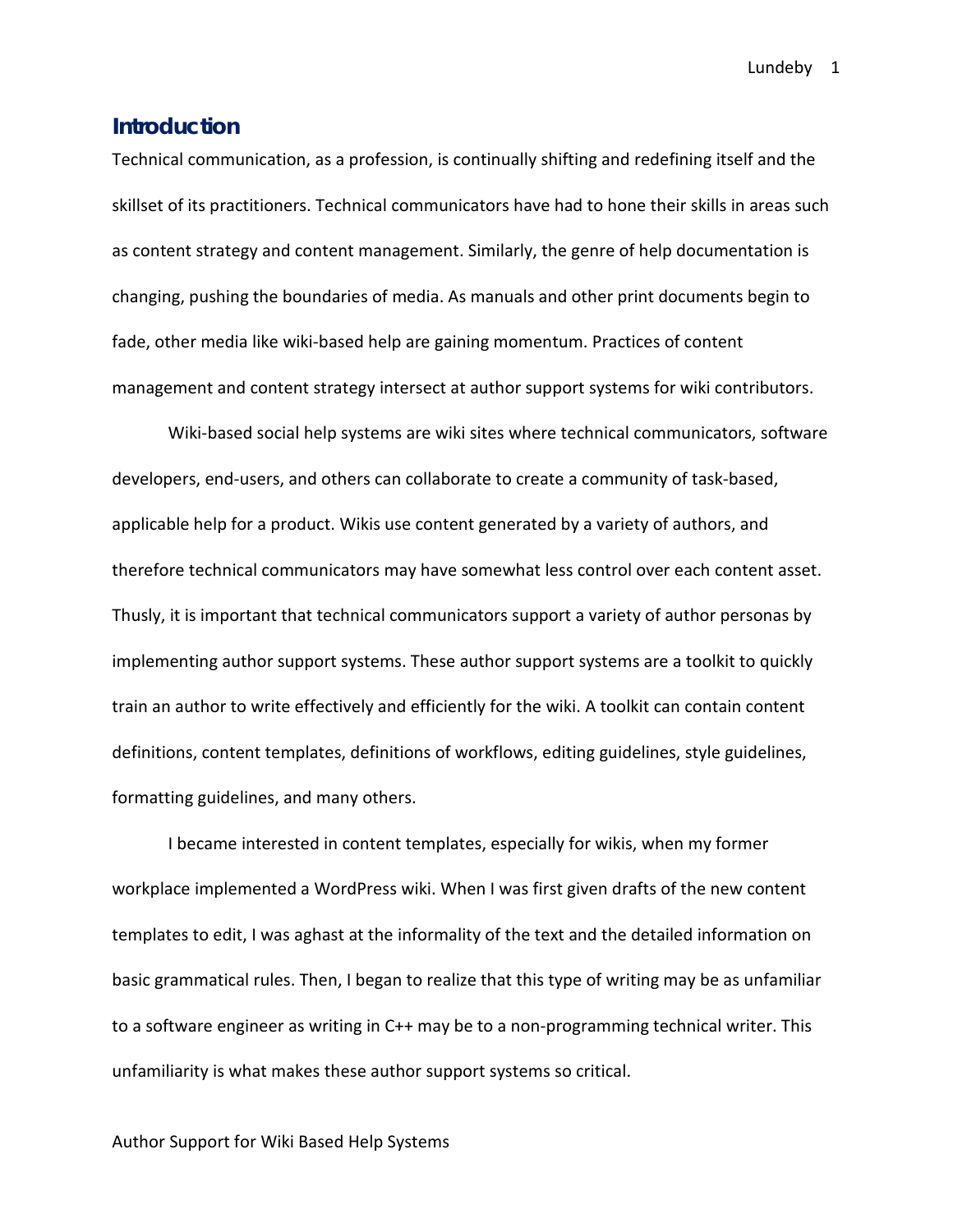## Introduction

Technical communication, as a profession, is continually shifting and redefining itself and the skillset of its practitioners. Technical communicators have had to hone their skills in areas such as content strategy and content management. Similarly, the genre of help documentation is changing, pushing the boundaries of media. As manuals and other print documents begin to fade, other media like wiki-based help are gaining momentum. Practices of content management and content strategy intersect at author support systems for wiki contributors.

Wiki-based social help systems are wiki sites where technical communicators, software developers, end-users, and others can collaborate to create a community of task-based, applicable help for a product. Wikis use content generated by a variety of authors, and therefore technical communicators may have somewhat less control over each content asset. Thusly, it is important that technical communicators support a variety of author personas by implementing author support systems. These author support systems are a toolkit to quickly train an author to write effectively and efficiently for the wiki. A toolkit can contain content definitions, content templates, definitions of workflows, editing guidelines, style guidelines, formatting guidelines, and many others.

I became interested in content templates, especially for wikis, when my former workplace implemented a WordPress wiki. When I was first given drafts of the new content templates to edit, I was aghast at the informality of the text and the detailed information on basic grammatical rules. Then, I began to realize that this type of writing may be as unfamiliar to a software engineer as writing in C++ may be to a non-programming technical writer. This unfamiliarity is what makes these author support systems so critical.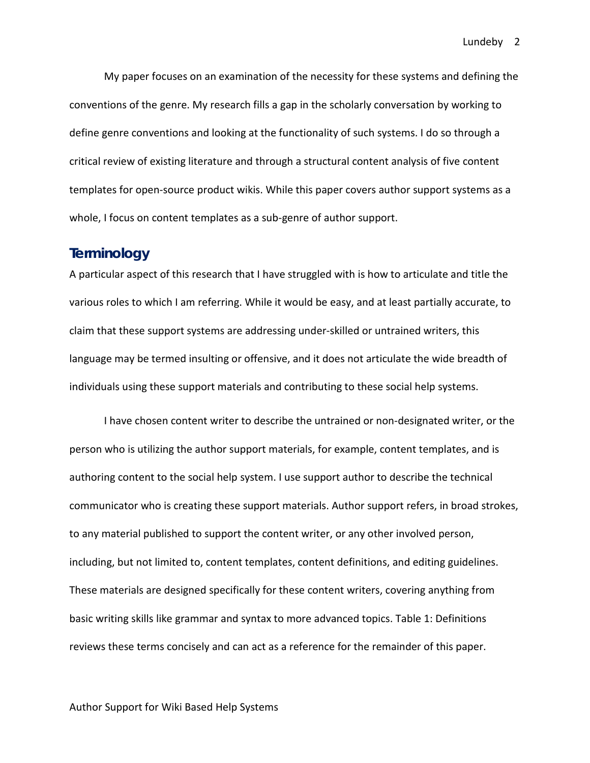My paper focuses on an examination of the necessity for these systems and defining the conventions of the genre. My research fills a gap in the scholarly conversation by working to define genre conventions and looking at the functionality of such systems. I do so through a critical review of existing literature and through a structural content analysis of five content templates for open-source product wikis. While this paper covers author support systems as a whole, I focus on content templates as a sub-genre of author support.

## Terminology

A particular aspect of this research that I have struggled with is how to articulate and title the various roles to which I am referring. While it would be easy, and at least partially accurate, to claim that these support systems are addressing under-skilled or untrained writers, this language may be termed insulting or offensive, and it does not articulate the wide breadth of individuals using these support materials and contributing to these social help systems.

I have chosen content writer to describe the untrained or non-designated writer, or the person who is utilizing the author support materials, for example, content templates, and is authoring content to the social help system. I use support author to describe the technical communicator who is creating these support materials. Author support refers, in broad strokes, to any material published to support the content writer, or any other involved person, including, but not limited to, content templates, content definitions, and editing guidelines. These materials are designed specifically for these content writers, covering anything from basic writing skills like grammar and syntax to more advanced topics. Table 1: Definitions reviews these terms concisely and can act as a reference for the remainder of this paper.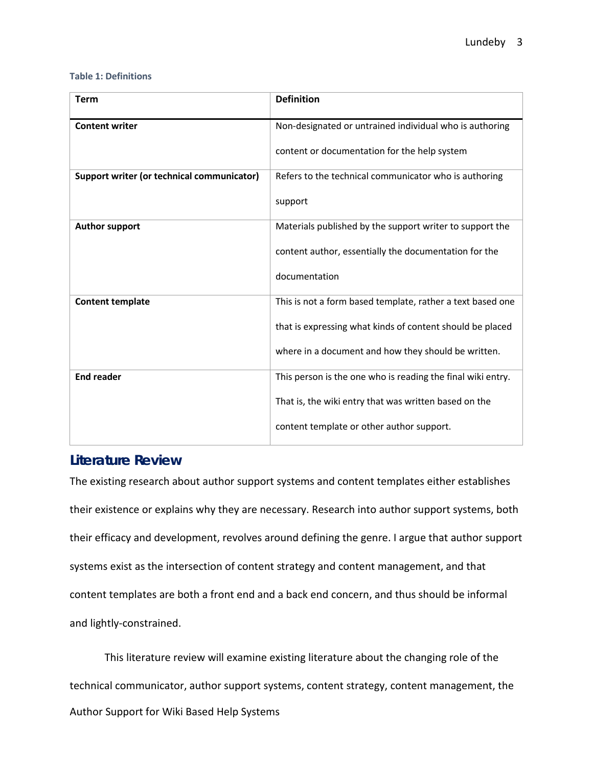**Table 1: Definitions**

| Term | Definition |
|---|---|
| **Content writer** | Non-designated or untrained individual who is authoring content or documentation for the help system |
| **Support writer (or technical communicator)** | Refers to the technical communicator who is authoring support |
| **Author support** | Materials published by the support writer to support the content author, essentially the documentation for the documentation |
| **Content template** | This is not a form based template, rather a text based one that is expressing what kinds of content should be placed where in a document and how they should be written. |
| **End reader** | This person is the one who is reading the final wiki entry. That is, the wiki entry that was written based on the content template or other author support. |

## Literature Review

The existing research about author support systems and content templates either establishes their existence or explains why they are necessary. Research into author support systems, both their efficacy and development, revolves around defining the genre. I argue that author support systems exist as the intersection of content strategy and content management, and that content templates are both a front end and a back end concern, and thus should be informal and lightly-constrained.

This literature review will examine existing literature about the changing role of the technical communicator, author support systems, content strategy, content management, the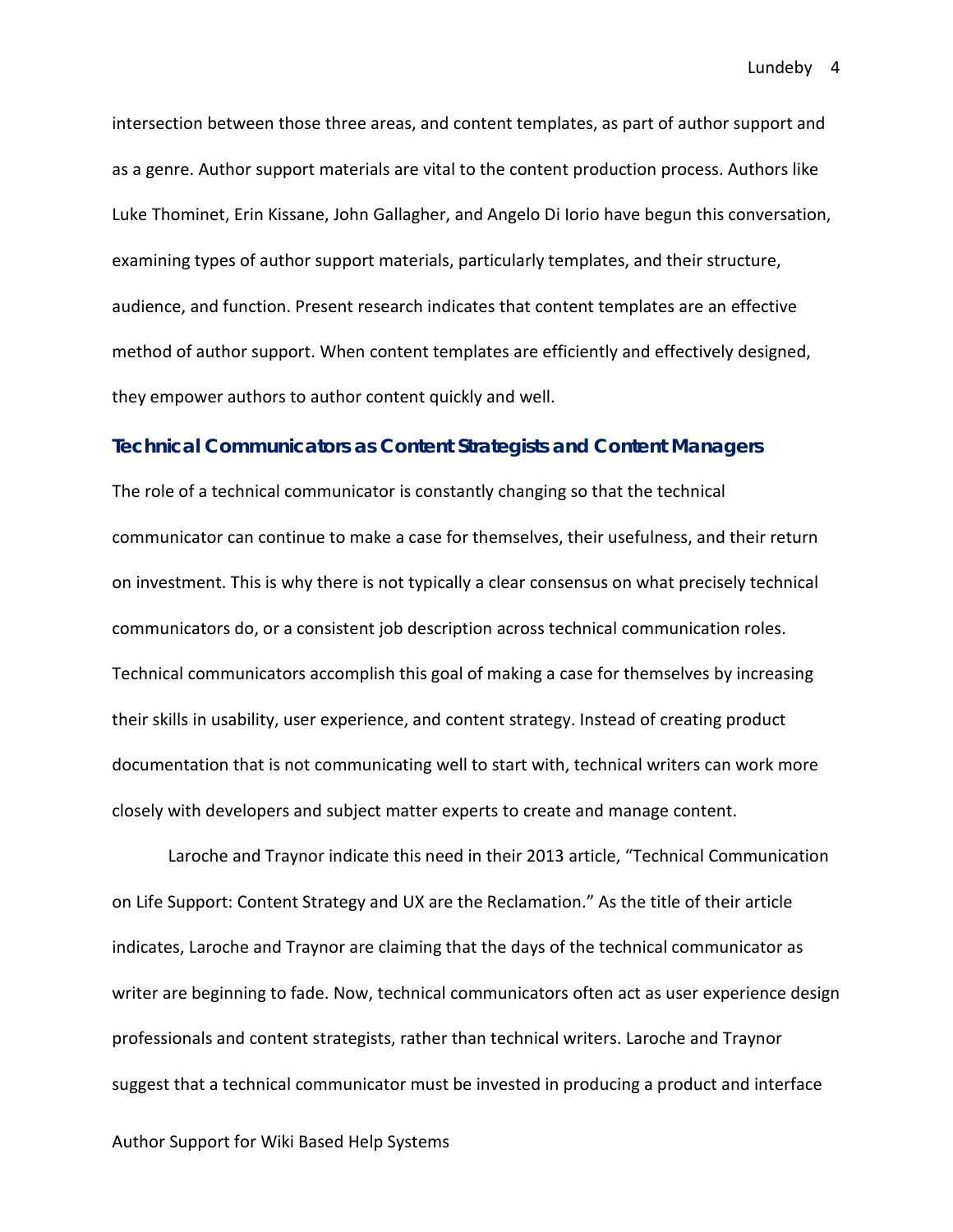intersection between those three areas, and content templates, as part of author support and as a genre. Author support materials are vital to the content production process. Authors like Luke Thominet, Erin Kissane, John Gallagher, and Angelo Di Iorio have begun this conversation, examining types of author support materials, particularly templates, and their structure, audience, and function. Present research indicates that content templates are an effective method of author support. When content templates are efficiently and effectively designed, they empower authors to author content quickly and well.

## Technical Communicators as Content Strategists and Content Managers

The role of a technical communicator is constantly changing so that the technical communicator can continue to make a case for themselves, their usefulness, and their return on investment. This is why there is not typically a clear consensus on what precisely technical communicators do, or a consistent job description across technical communication roles. Technical communicators accomplish this goal of making a case for themselves by increasing their skills in usability, user experience, and content strategy. Instead of creating product documentation that is not communicating well to start with, technical writers can work more closely with developers and subject matter experts to create and manage content.

Laroche and Traynor indicate this need in their 2013 article, "Technical Communication on Life Support: Content Strategy and UX are the Reclamation." As the title of their article indicates, Laroche and Traynor are claiming that the days of the technical communicator as writer are beginning to fade. Now, technical communicators often act as user experience design professionals and content strategists, rather than technical writers. Laroche and Traynor suggest that a technical communicator must be invested in producing a product and interface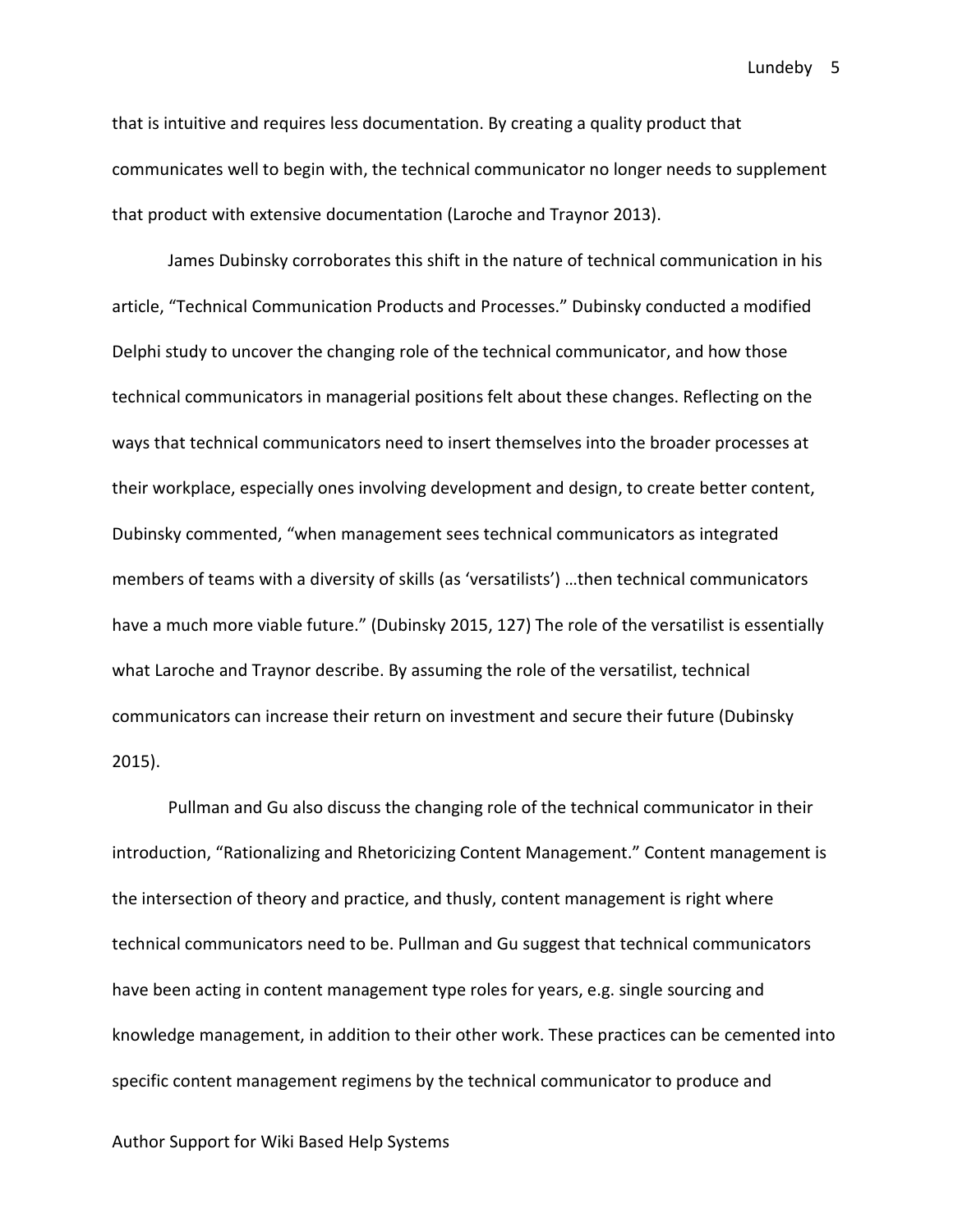that is intuitive and requires less documentation. By creating a quality product that communicates well to begin with, the technical communicator no longer needs to supplement that product with extensive documentation (Laroche and Traynor 2013).

James Dubinsky corroborates this shift in the nature of technical communication in his article, “Technical Communication Products and Processes.” Dubinsky conducted a modified Delphi study to uncover the changing role of the technical communicator, and how those technical communicators in managerial positions felt about these changes. Reflecting on the ways that technical communicators need to insert themselves into the broader processes at their workplace, especially ones involving development and design, to create better content, Dubinsky commented, “when management sees technical communicators as integrated members of teams with a diversity of skills (as ‘versatilists’) …then technical communicators have a much more viable future.” (Dubinsky 2015, 127) The role of the versatilist is essentially what Laroche and Traynor describe. By assuming the role of the versatilist, technical communicators can increase their return on investment and secure their future (Dubinsky 2015).

Pullman and Gu also discuss the changing role of the technical communicator in their introduction, “Rationalizing and Rhetoricizing Content Management.” Content management is the intersection of theory and practice, and thusly, content management is right where technical communicators need to be. Pullman and Gu suggest that technical communicators have been acting in content management type roles for years, e.g. single sourcing and knowledge management, in addition to their other work. These practices can be cemented into specific content management regimens by the technical communicator to produce and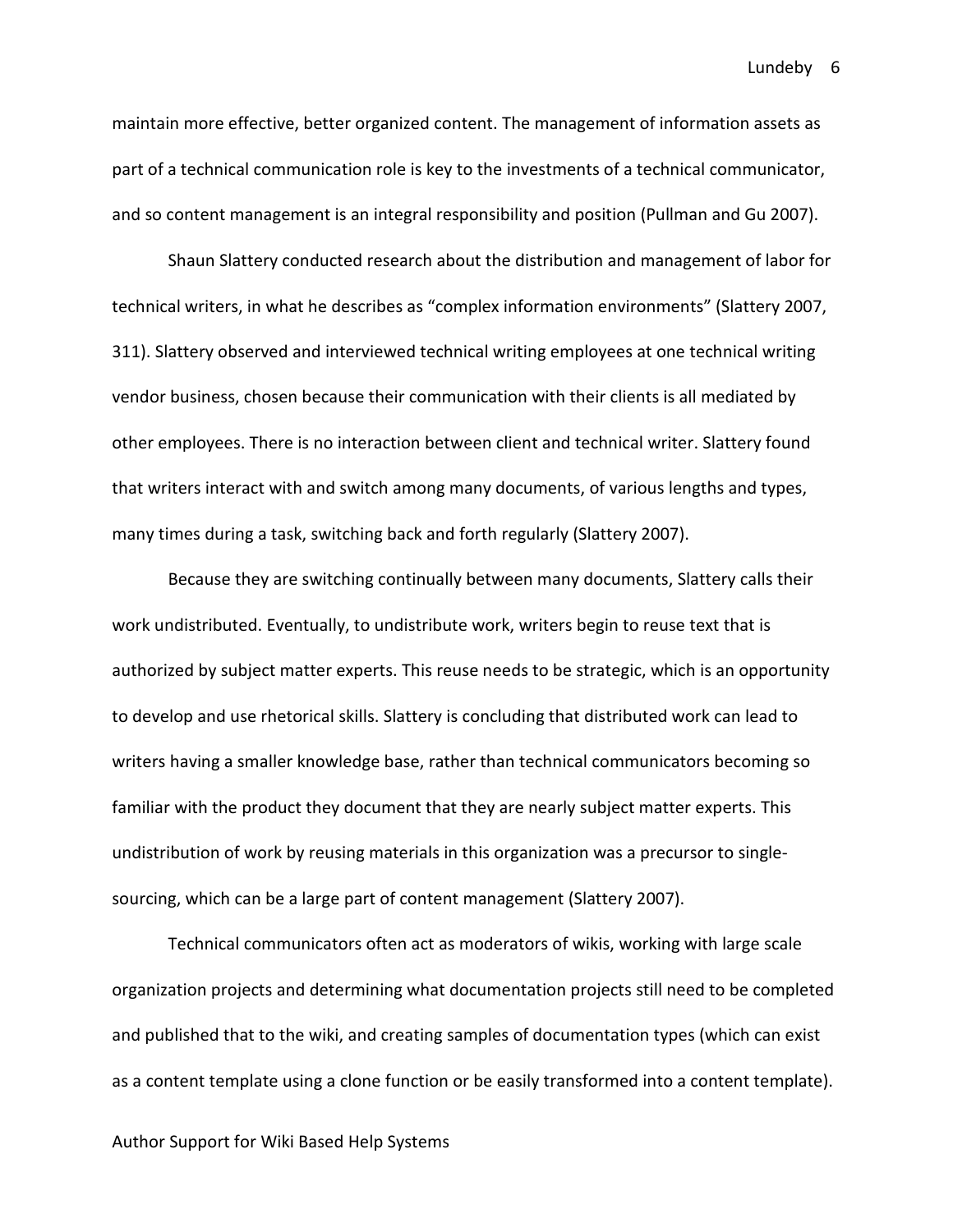maintain more effective, better organized content. The management of information assets as part of a technical communication role is key to the investments of a technical communicator, and so content management is an integral responsibility and position (Pullman and Gu 2007).

Shaun Slattery conducted research about the distribution and management of labor for technical writers, in what he describes as "complex information environments" (Slattery 2007, 311). Slattery observed and interviewed technical writing employees at one technical writing vendor business, chosen because their communication with their clients is all mediated by other employees. There is no interaction between client and technical writer. Slattery found that writers interact with and switch among many documents, of various lengths and types, many times during a task, switching back and forth regularly (Slattery 2007).

Because they are switching continually between many documents, Slattery calls their work undistributed. Eventually, to undistribute work, writers begin to reuse text that is authorized by subject matter experts. This reuse needs to be strategic, which is an opportunity to develop and use rhetorical skills. Slattery is concluding that distributed work can lead to writers having a smaller knowledge base, rather than technical communicators becoming so familiar with the product they document that they are nearly subject matter experts. This undistribution of work by reusing materials in this organization was a precursor to single-sourcing, which can be a large part of content management (Slattery 2007).

Technical communicators often act as moderators of wikis, working with large scale organization projects and determining what documentation projects still need to be completed and published that to the wiki, and creating samples of documentation types (which can exist as a content template using a clone function or be easily transformed into a content template).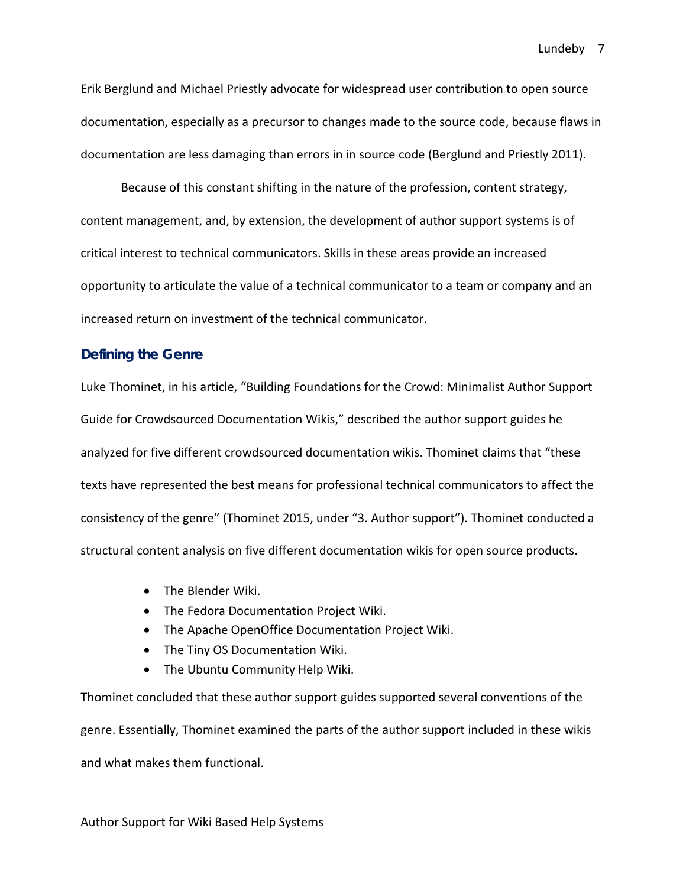Erik Berglund and Michael Priestly advocate for widespread user contribution to open source documentation, especially as a precursor to changes made to the source code, because flaws in documentation are less damaging than errors in in source code (Berglund and Priestly 2011).

Because of this constant shifting in the nature of the profession, content strategy, content management, and, by extension, the development of author support systems is of critical interest to technical communicators. Skills in these areas provide an increased opportunity to articulate the value of a technical communicator to a team or company and an increased return on investment of the technical communicator.

## Defining the Genre

Luke Thominet, in his article, “Building Foundations for the Crowd: Minimalist Author Support Guide for Crowdsourced Documentation Wikis,” described the author support guides he analyzed for five different crowdsourced documentation wikis. Thominet claims that “these texts have represented the best means for professional technical communicators to affect the consistency of the genre” (Thominet 2015, under “3. Author support”). Thominet conducted a structural content analysis on five different documentation wikis for open source products.

- The Blender Wiki.
- The Fedora Documentation Project Wiki.
- The Apache OpenOffice Documentation Project Wiki.
- The Tiny OS Documentation Wiki.
- The Ubuntu Community Help Wiki.

Thominet concluded that these author support guides supported several conventions of the genre. Essentially, Thominet examined the parts of the author support included in these wikis and what makes them functional.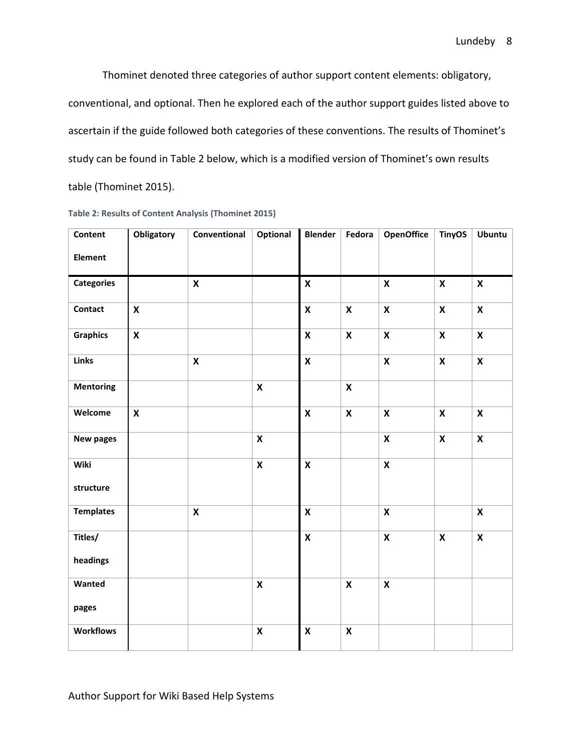Thominet denoted three categories of author support content elements: obligatory, conventional, and optional. Then he explored each of the author support guides listed above to ascertain if the guide followed both categories of these conventions. The results of Thominet's study can be found in Table 2 below, which is a modified version of Thominet's own results table (Thominet 2015).

**Table 2: Results of Content Analysis (Thominet 2015)**

| Content Element | Obligatory | Conventional | Optional | Blender | Fedora | OpenOffice | TinyOS | Ubuntu |
|---|---|---|---|---|---|---|---|---|
| **Categories** | | X | | X | | X | X | X |
| **Contact** | X | | | X | X | X | X | X |
| **Graphics** | X | | | X | X | X | X | X |
| **Links** | | X | | X | | X | X | X |
| **Mentoring** | | | X | | X | | | |
| **Welcome** | X | | | X | X | X | X | X |
| **New pages** | | | X | | | X | X | X |
| **Wiki structure** | | | X | X | | X | | |
| **Templates** | | X | | X | | X | | X |
| **Titles/ headings** | | | | X | | X | X | X |
| **Wanted pages** | | | X | | X | X | | |
| **Workflows** | | | X | X | X | | | |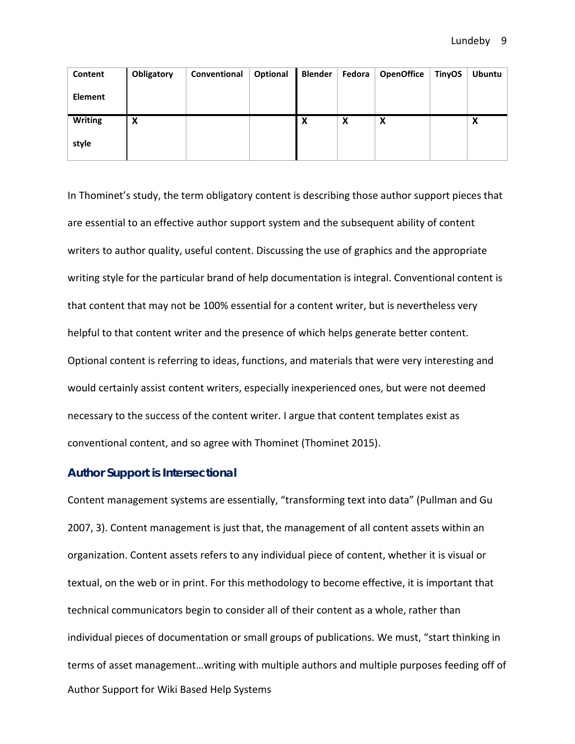| Content Element | Obligatory | Conventional | Optional | Blender | Fedora | OpenOffice | TinyOS | Ubuntu |
| --- | --- | --- | --- | --- | --- | --- | --- | --- |
| Writing style | X | | | X | X | X | | X |

In Thominet's study, the term obligatory content is describing those author support pieces that are essential to an effective author support system and the subsequent ability of content writers to author quality, useful content. Discussing the use of graphics and the appropriate writing style for the particular brand of help documentation is integral. Conventional content is that content that may not be 100% essential for a content writer, but is nevertheless very helpful to that content writer and the presence of which helps generate better content. Optional content is referring to ideas, functions, and materials that were very interesting and would certainly assist content writers, especially inexperienced ones, but were not deemed necessary to the success of the content writer. I argue that content templates exist as conventional content, and so agree with Thominet (Thominet 2015).

## Author Support is Intersectional

Content management systems are essentially, "transforming text into data" (Pullman and Gu 2007, 3). Content management is just that, the management of all content assets within an organization. Content assets refers to any individual piece of content, whether it is visual or textual, on the web or in print. For this methodology to become effective, it is important that technical communicators begin to consider all of their content as a whole, rather than individual pieces of documentation or small groups of publications. We must, "start thinking in terms of asset management…writing with multiple authors and multiple purposes feeding off of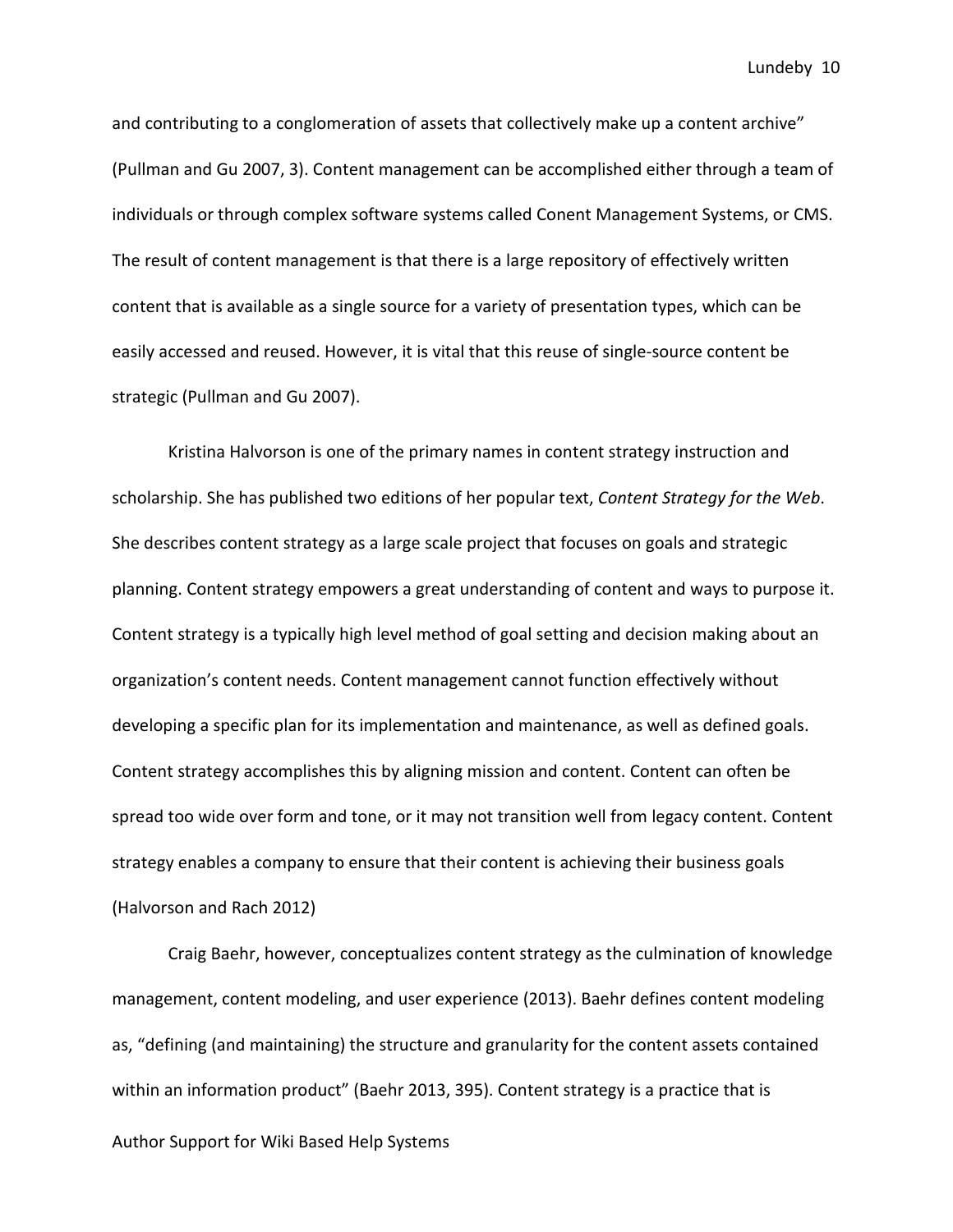and contributing to a conglomeration of assets that collectively make up a content archive" (Pullman and Gu 2007, 3). Content management can be accomplished either through a team of individuals or through complex software systems called Conent Management Systems, or CMS. The result of content management is that there is a large repository of effectively written content that is available as a single source for a variety of presentation types, which can be easily accessed and reused. However, it is vital that this reuse of single-source content be strategic (Pullman and Gu 2007).

Kristina Halvorson is one of the primary names in content strategy instruction and scholarship. She has published two editions of her popular text, *Content Strategy for the Web*. She describes content strategy as a large scale project that focuses on goals and strategic planning. Content strategy empowers a great understanding of content and ways to purpose it. Content strategy is a typically high level method of goal setting and decision making about an organization's content needs. Content management cannot function effectively without developing a specific plan for its implementation and maintenance, as well as defined goals. Content strategy accomplishes this by aligning mission and content. Content can often be spread too wide over form and tone, or it may not transition well from legacy content. Content strategy enables a company to ensure that their content is achieving their business goals (Halvorson and Rach 2012)

Craig Baehr, however, conceptualizes content strategy as the culmination of knowledge management, content modeling, and user experience (2013). Baehr defines content modeling as, "defining (and maintaining) the structure and granularity for the content assets contained within an information product" (Baehr 2013, 395). Content strategy is a practice that is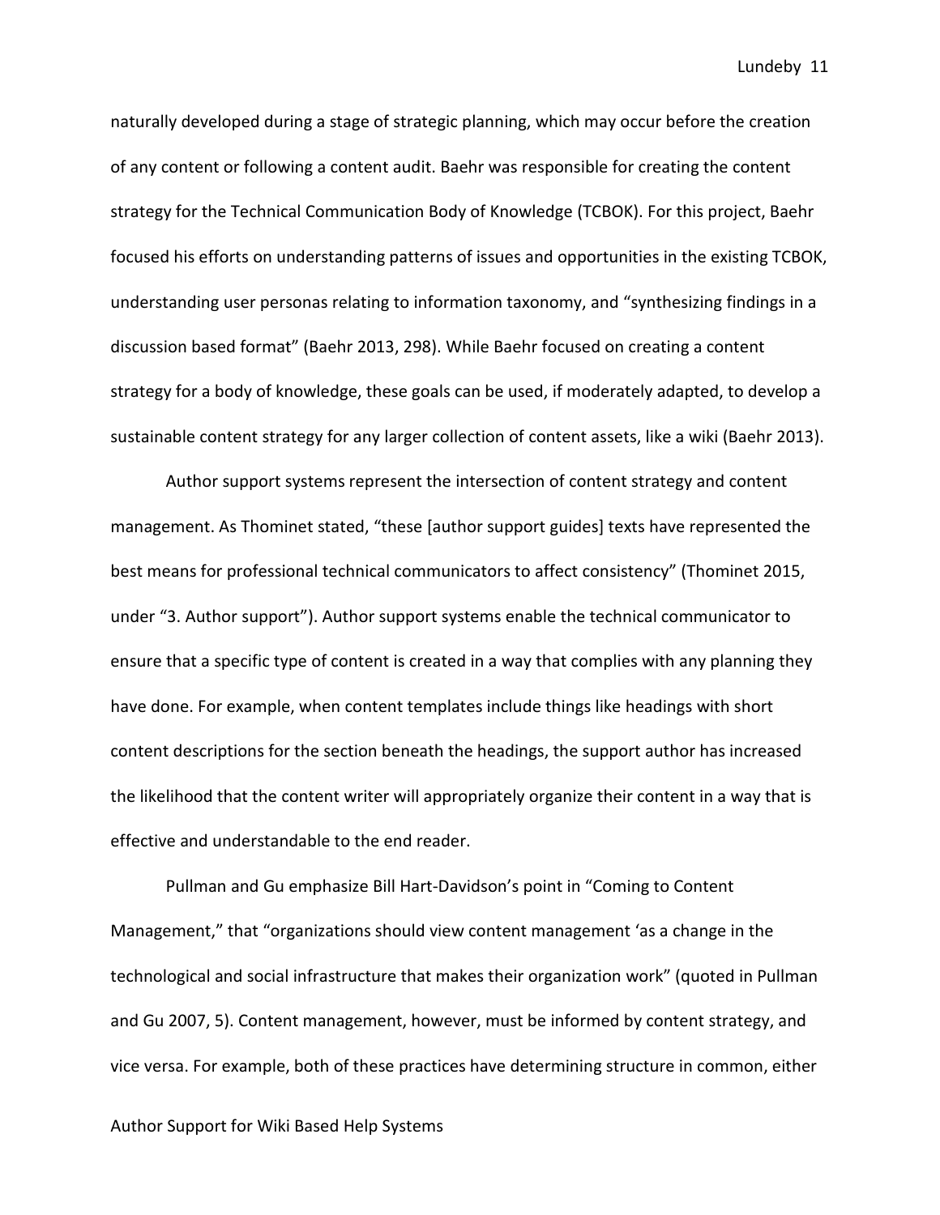naturally developed during a stage of strategic planning, which may occur before the creation of any content or following a content audit. Baehr was responsible for creating the content strategy for the Technical Communication Body of Knowledge (TCBOK). For this project, Baehr focused his efforts on understanding patterns of issues and opportunities in the existing TCBOK, understanding user personas relating to information taxonomy, and "synthesizing findings in a discussion based format" (Baehr 2013, 298). While Baehr focused on creating a content strategy for a body of knowledge, these goals can be used, if moderately adapted, to develop a sustainable content strategy for any larger collection of content assets, like a wiki (Baehr 2013).

Author support systems represent the intersection of content strategy and content management. As Thominet stated, "these [author support guides] texts have represented the best means for professional technical communicators to affect consistency" (Thominet 2015, under "3. Author support"). Author support systems enable the technical communicator to ensure that a specific type of content is created in a way that complies with any planning they have done. For example, when content templates include things like headings with short content descriptions for the section beneath the headings, the support author has increased the likelihood that the content writer will appropriately organize their content in a way that is effective and understandable to the end reader.

Pullman and Gu emphasize Bill Hart-Davidson's point in "Coming to Content Management," that "organizations should view content management 'as a change in the technological and social infrastructure that makes their organization work" (quoted in Pullman and Gu 2007, 5). Content management, however, must be informed by content strategy, and vice versa. For example, both of these practices have determining structure in common, either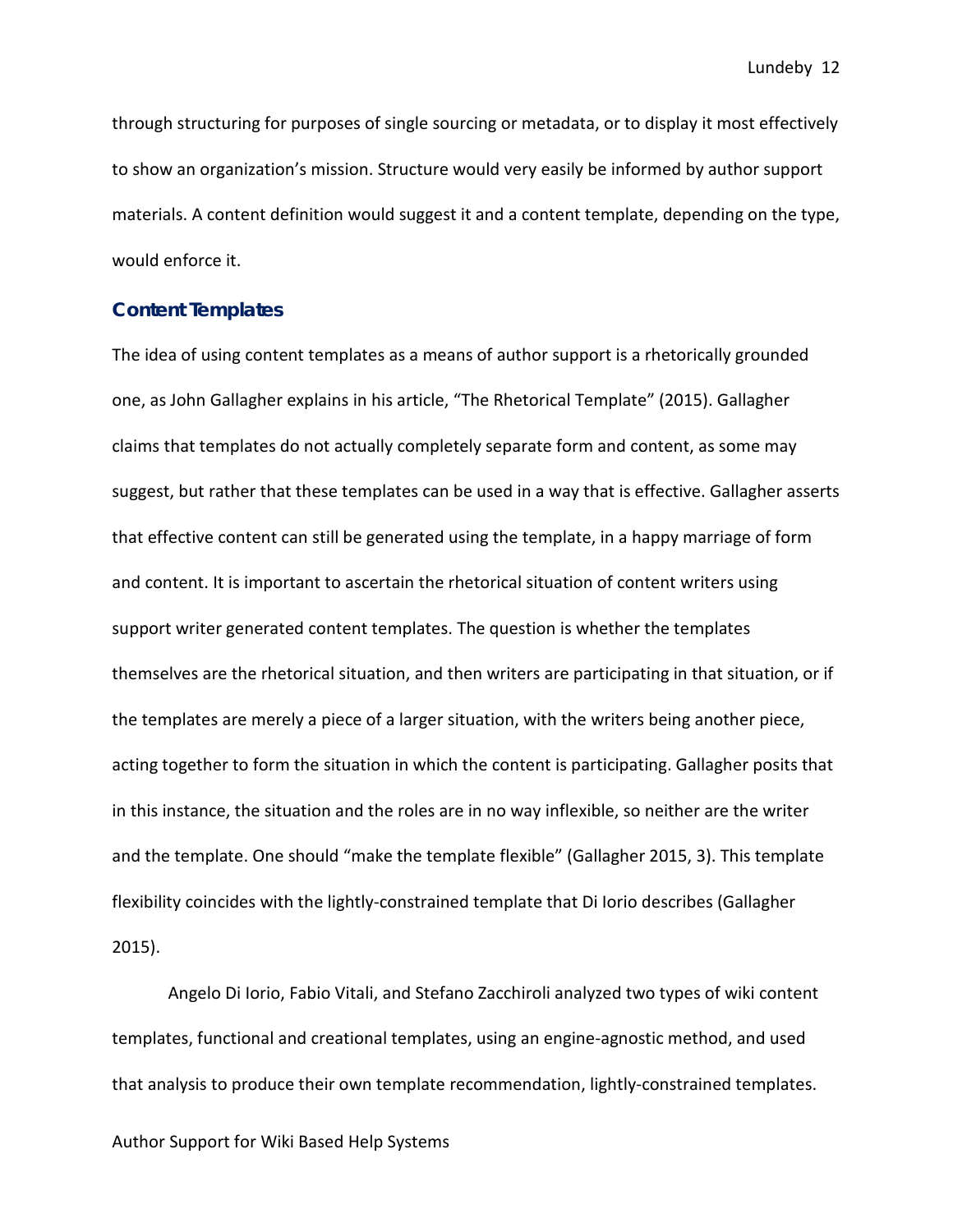through structuring for purposes of single sourcing or metadata, or to display it most effectively to show an organization's mission. Structure would very easily be informed by author support materials. A content definition would suggest it and a content template, depending on the type, would enforce it.

### Content Templates

The idea of using content templates as a means of author support is a rhetorically grounded one, as John Gallagher explains in his article, "The Rhetorical Template" (2015). Gallagher claims that templates do not actually completely separate form and content, as some may suggest, but rather that these templates can be used in a way that is effective. Gallagher asserts that effective content can still be generated using the template, in a happy marriage of form and content. It is important to ascertain the rhetorical situation of content writers using support writer generated content templates. The question is whether the templates themselves are the rhetorical situation, and then writers are participating in that situation, or if the templates are merely a piece of a larger situation, with the writers being another piece, acting together to form the situation in which the content is participating. Gallagher posits that in this instance, the situation and the roles are in no way inflexible, so neither are the writer and the template. One should "make the template flexible" (Gallagher 2015, 3). This template flexibility coincides with the lightly-constrained template that Di Iorio describes (Gallagher 2015).

Angelo Di Iorio, Fabio Vitali, and Stefano Zacchiroli analyzed two types of wiki content templates, functional and creational templates, using an engine-agnostic method, and used that analysis to produce their own template recommendation, lightly-constrained templates.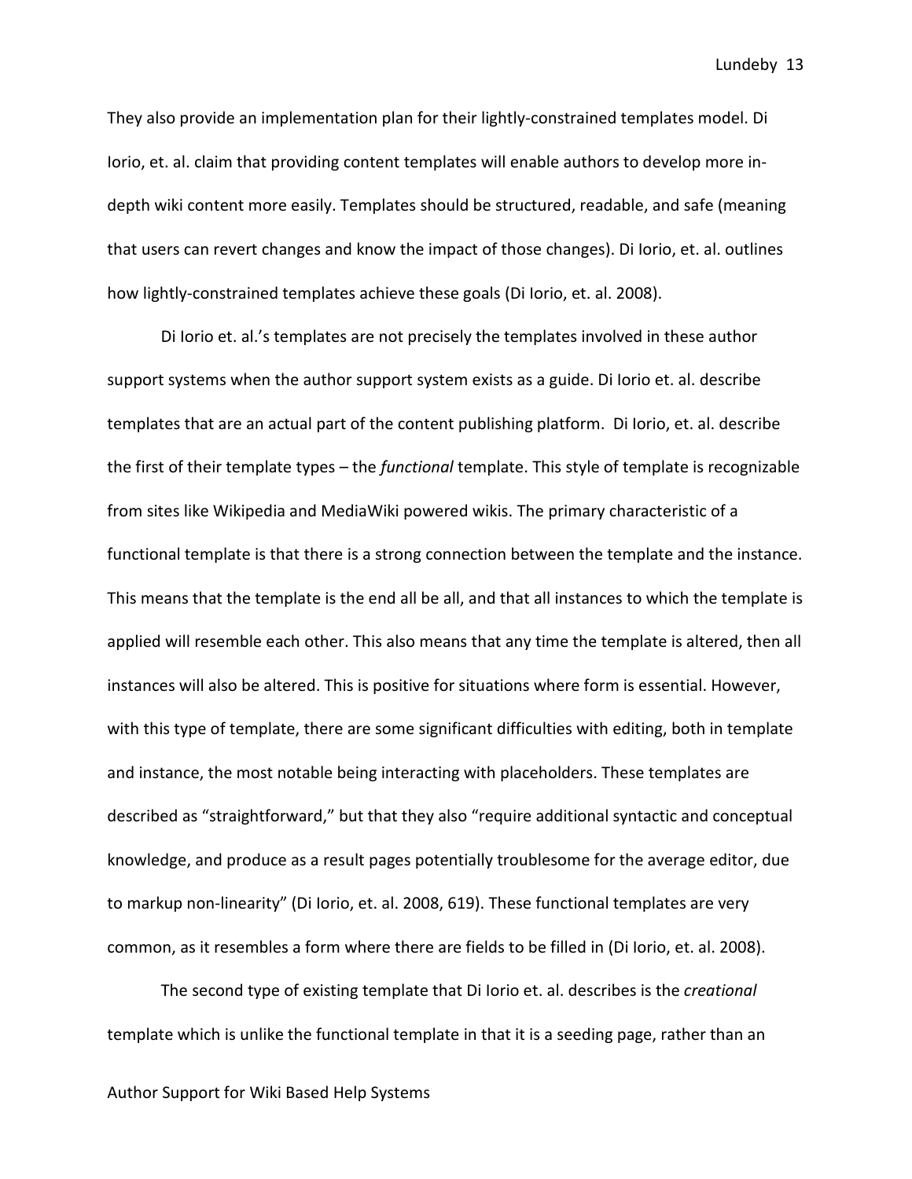They also provide an implementation plan for their lightly-constrained templates model. Di Iorio, et. al. claim that providing content templates will enable authors to develop more in-depth wiki content more easily. Templates should be structured, readable, and safe (meaning that users can revert changes and know the impact of those changes). Di Iorio, et. al. outlines how lightly-constrained templates achieve these goals (Di Iorio, et. al. 2008).

Di Iorio et. al.'s templates are not precisely the templates involved in these author support systems when the author support system exists as a guide. Di Iorio et. al. describe templates that are an actual part of the content publishing platform. Di Iorio, et. al. describe the first of their template types – the *functional* template. This style of template is recognizable from sites like Wikipedia and MediaWiki powered wikis. The primary characteristic of a functional template is that there is a strong connection between the template and the instance. This means that the template is the end all be all, and that all instances to which the template is applied will resemble each other. This also means that any time the template is altered, then all instances will also be altered. This is positive for situations where form is essential. However, with this type of template, there are some significant difficulties with editing, both in template and instance, the most notable being interacting with placeholders. These templates are described as "straightforward," but that they also "require additional syntactic and conceptual knowledge, and produce as a result pages potentially troublesome for the average editor, due to markup non-linearity" (Di Iorio, et. al. 2008, 619). These functional templates are very common, as it resembles a form where there are fields to be filled in (Di Iorio, et. al. 2008).

The second type of existing template that Di Iorio et. al. describes is the *creational* template which is unlike the functional template in that it is a seeding page, rather than an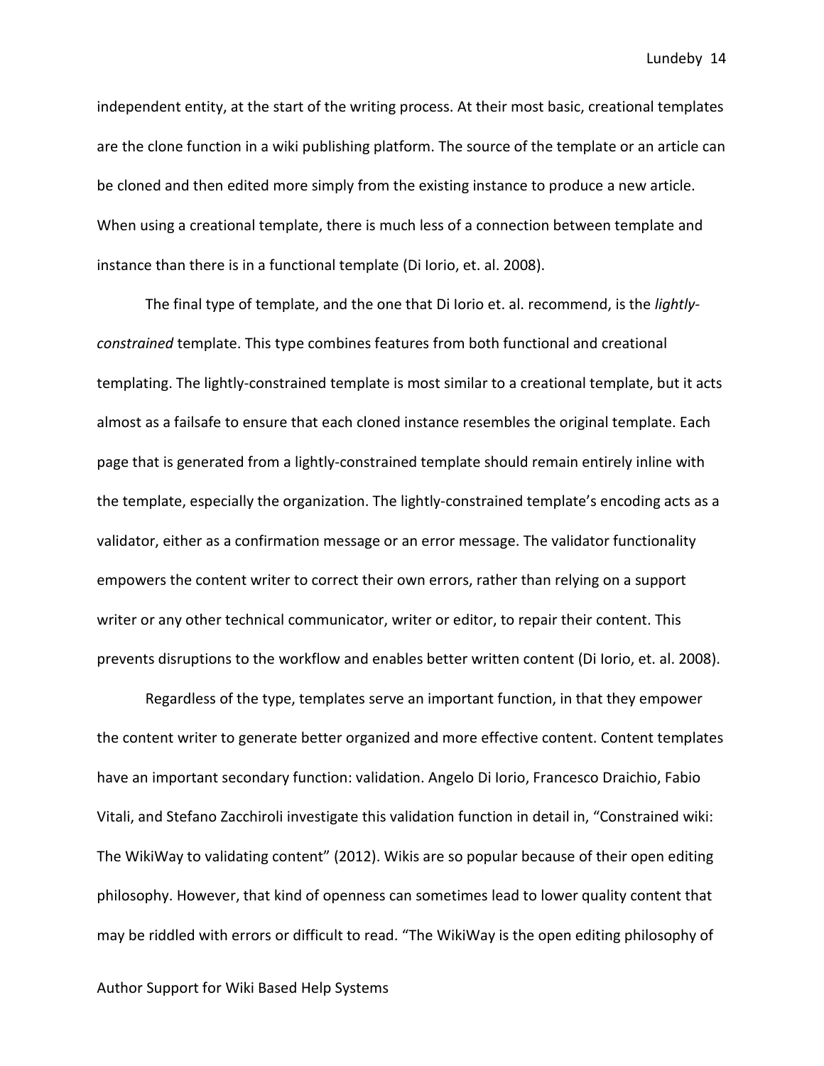independent entity, at the start of the writing process. At their most basic, creational templates are the clone function in a wiki publishing platform. The source of the template or an article can be cloned and then edited more simply from the existing instance to produce a new article. When using a creational template, there is much less of a connection between template and instance than there is in a functional template (Di Iorio, et. al. 2008).

The final type of template, and the one that Di Iorio et. al. recommend, is the *lightly-constrained* template. This type combines features from both functional and creational templating. The lightly-constrained template is most similar to a creational template, but it acts almost as a failsafe to ensure that each cloned instance resembles the original template. Each page that is generated from a lightly-constrained template should remain entirely inline with the template, especially the organization. The lightly-constrained template's encoding acts as a validator, either as a confirmation message or an error message. The validator functionality empowers the content writer to correct their own errors, rather than relying on a support writer or any other technical communicator, writer or editor, to repair their content. This prevents disruptions to the workflow and enables better written content (Di Iorio, et. al. 2008).

Regardless of the type, templates serve an important function, in that they empower the content writer to generate better organized and more effective content. Content templates have an important secondary function: validation. Angelo Di Iorio, Francesco Draichio, Fabio Vitali, and Stefano Zacchiroli investigate this validation function in detail in, "Constrained wiki: The WikiWay to validating content" (2012). Wikis are so popular because of their open editing philosophy. However, that kind of openness can sometimes lead to lower quality content that may be riddled with errors or difficult to read. "The WikiWay is the open editing philosophy of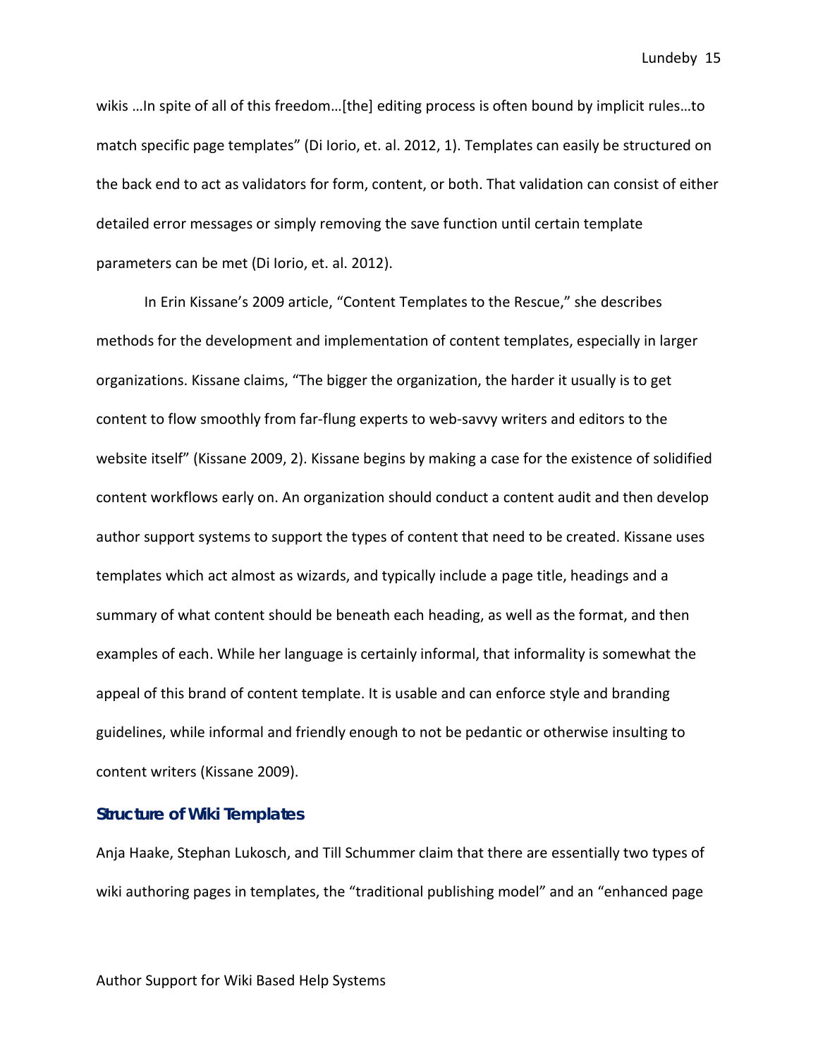wikis …In spite of all of this freedom…[the] editing process is often bound by implicit rules…to match specific page templates" (Di Iorio, et. al. 2012, 1). Templates can easily be structured on the back end to act as validators for form, content, or both. That validation can consist of either detailed error messages or simply removing the save function until certain template parameters can be met (Di Iorio, et. al. 2012).

In Erin Kissane's 2009 article, "Content Templates to the Rescue," she describes methods for the development and implementation of content templates, especially in larger organizations. Kissane claims, "The bigger the organization, the harder it usually is to get content to flow smoothly from far-flung experts to web-savvy writers and editors to the website itself" (Kissane 2009, 2). Kissane begins by making a case for the existence of solidified content workflows early on. An organization should conduct a content audit and then develop author support systems to support the types of content that need to be created. Kissane uses templates which act almost as wizards, and typically include a page title, headings and a summary of what content should be beneath each heading, as well as the format, and then examples of each. While her language is certainly informal, that informality is somewhat the appeal of this brand of content template. It is usable and can enforce style and branding guidelines, while informal and friendly enough to not be pedantic or otherwise insulting to content writers (Kissane 2009).

### Structure of Wiki Templates

Anja Haake, Stephan Lukosch, and Till Schummer claim that there are essentially two types of wiki authoring pages in templates, the "traditional publishing model" and an "enhanced page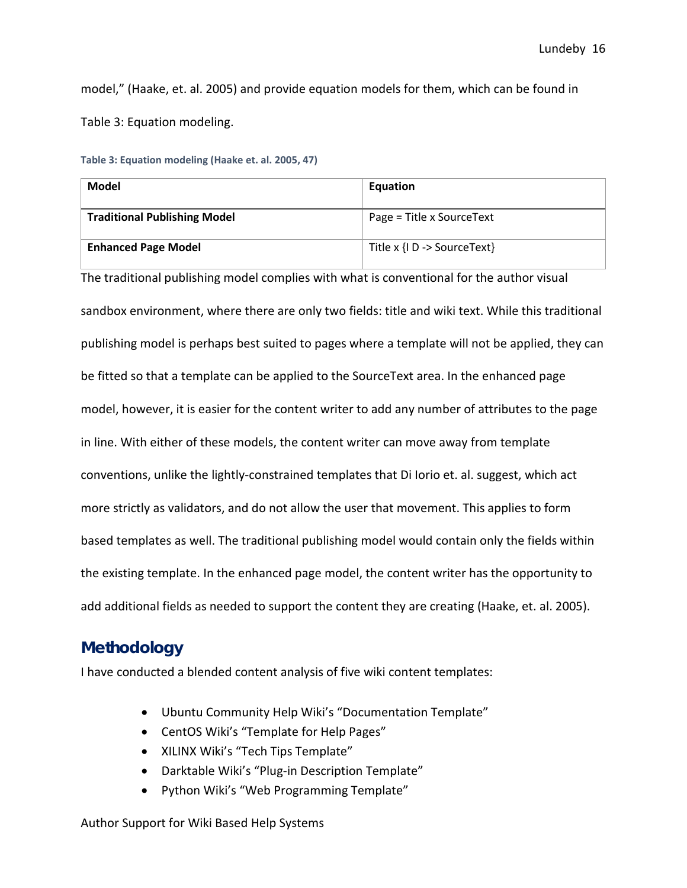model," (Haake, et. al. 2005) and provide equation models for them, which can be found in Table 3: Equation modeling.

**Table 3: Equation modeling (Haake et. al. 2005, 47)**

| Model | Equation |
|---|---|
| **Traditional Publishing Model** | Page = Title x SourceText |
| **Enhanced Page Model** | Title x {I D -> SourceText} |

The traditional publishing model complies with what is conventional for the author visual sandbox environment, where there are only two fields: title and wiki text. While this traditional publishing model is perhaps best suited to pages where a template will not be applied, they can be fitted so that a template can be applied to the SourceText area. In the enhanced page model, however, it is easier for the content writer to add any number of attributes to the page in line. With either of these models, the content writer can move away from template conventions, unlike the lightly-constrained templates that Di Iorio et. al. suggest, which act more strictly as validators, and do not allow the user that movement. This applies to form based templates as well. The traditional publishing model would contain only the fields within the existing template. In the enhanced page model, the content writer has the opportunity to add additional fields as needed to support the content they are creating (Haake, et. al. 2005).

## Methodology

I have conducted a blended content analysis of five wiki content templates:

- Ubuntu Community Help Wiki's "Documentation Template"
- CentOS Wiki's "Template for Help Pages"
- XILINX Wiki's "Tech Tips Template"
- Darktable Wiki's "Plug-in Description Template"
- Python Wiki's "Web Programming Template"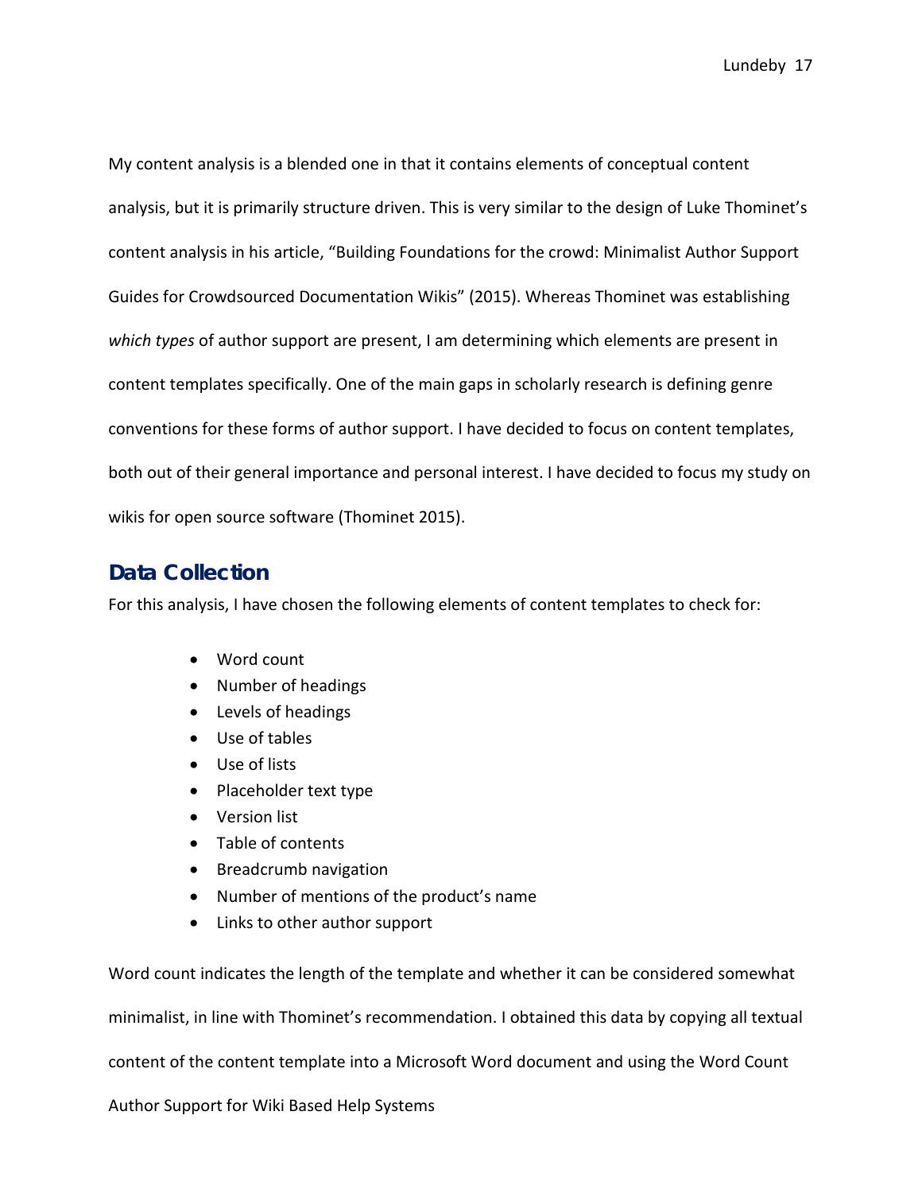My content analysis is a blended one in that it contains elements of conceptual content analysis, but it is primarily structure driven. This is very similar to the design of Luke Thominet's content analysis in his article, "Building Foundations for the crowd: Minimalist Author Support Guides for Crowdsourced Documentation Wikis" (2015). Whereas Thominet was establishing *which types* of author support are present, I am determining which elements are present in content templates specifically. One of the main gaps in scholarly research is defining genre conventions for these forms of author support. I have decided to focus on content templates, both out of their general importance and personal interest. I have decided to focus my study on wikis for open source software (Thominet 2015).

## Data Collection

For this analysis, I have chosen the following elements of content templates to check for:

- Word count
- Number of headings
- Levels of headings
- Use of tables
- Use of lists
- Placeholder text type
- Version list
- Table of contents
- Breadcrumb navigation
- Number of mentions of the product's name
- Links to other author support

Word count indicates the length of the template and whether it can be considered somewhat minimalist, in line with Thominet's recommendation. I obtained this data by copying all textual content of the content template into a Microsoft Word document and using the Word Count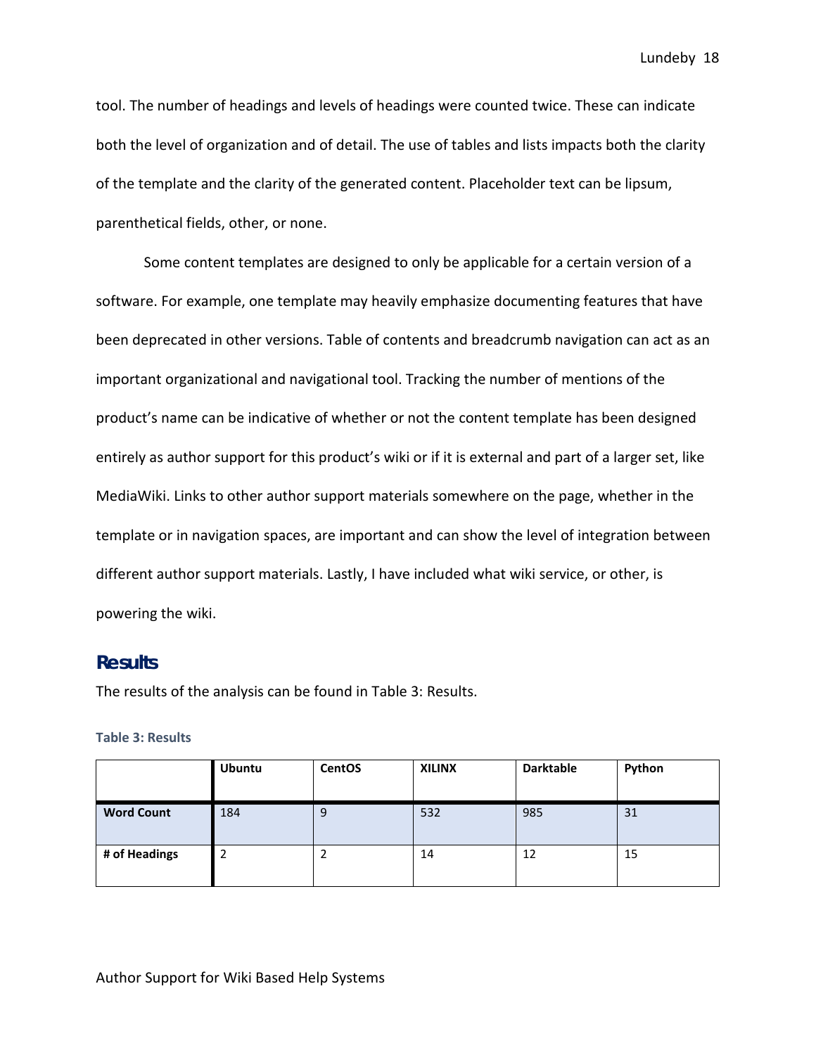tool. The number of headings and levels of headings were counted twice. These can indicate both the level of organization and of detail. The use of tables and lists impacts both the clarity of the template and the clarity of the generated content. Placeholder text can be lipsum, parenthetical fields, other, or none.

Some content templates are designed to only be applicable for a certain version of a software. For example, one template may heavily emphasize documenting features that have been deprecated in other versions. Table of contents and breadcrumb navigation can act as an important organizational and navigational tool. Tracking the number of mentions of the product's name can be indicative of whether or not the content template has been designed entirely as author support for this product's wiki or if it is external and part of a larger set, like MediaWiki. Links to other author support materials somewhere on the page, whether in the template or in navigation spaces, are important and can show the level of integration between different author support materials. Lastly, I have included what wiki service, or other, is powering the wiki.

## Results

The results of the analysis can be found in Table 3: Results.

**Table 3: Results**

| | Ubuntu | CentOS | XILINX | Darktable | Python |
|---|---|---|---|---|---|
| **Word Count** | 184 | 9 | 532 | 985 | 31 |
| **# of Headings** | 2 | 2 | 14 | 12 | 15 |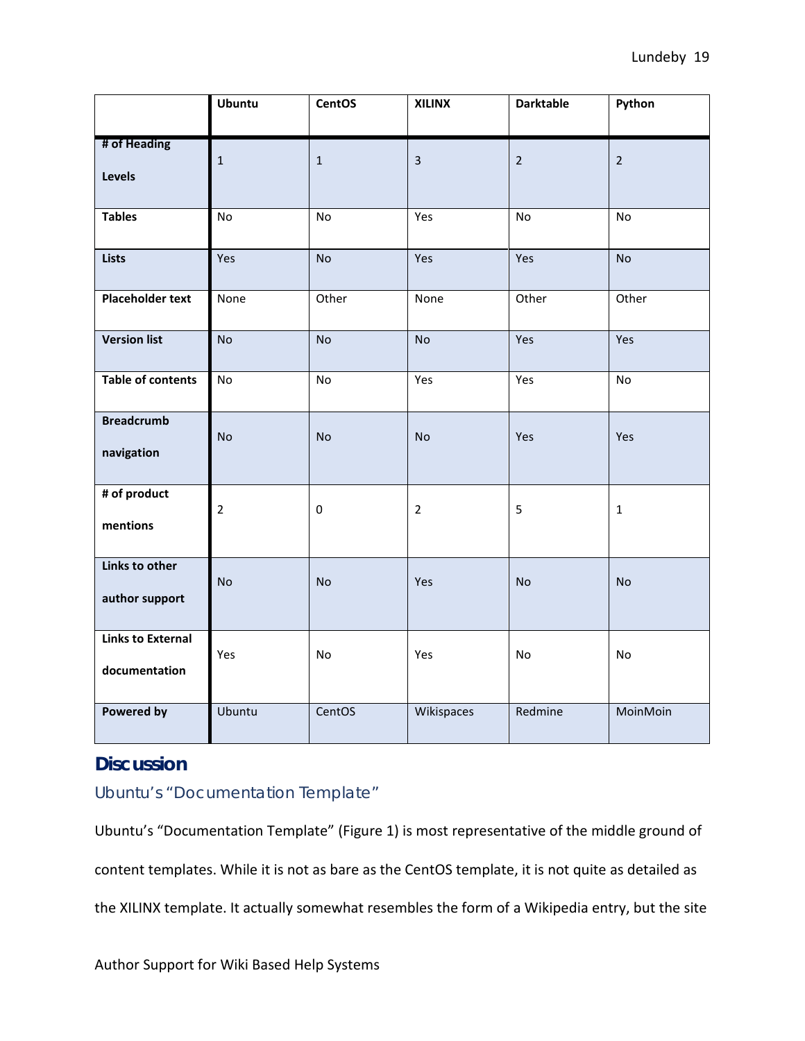| | Ubuntu | CentOS | XILINX | Darktable | Python |
|---|---|---|---|---|---|
| **# of Heading Levels** | 1 | 1 | 3 | 2 | 2 |
| **Tables** | No | No | Yes | No | No |
| **Lists** | Yes | No | Yes | Yes | No |
| **Placeholder text** | None | Other | None | Other | Other |
| **Version list** | No | No | No | Yes | Yes |
| **Table of contents** | No | No | Yes | Yes | No |
| **Breadcrumb navigation** | No | No | No | Yes | Yes |
| **# of product mentions** | 2 | 0 | 2 | 5 | 1 |
| **Links to other author support** | No | No | Yes | No | No |
| **Links to External documentation** | Yes | No | Yes | No | No |
| **Powered by** | Ubuntu | CentOS | Wikispaces | Redmine | MoinMoin |

## Discussion

### Ubuntu's "Documentation Template"

Ubuntu's "Documentation Template" (Figure 1) is most representative of the middle ground of content templates. While it is not as bare as the CentOS template, it is not quite as detailed as the XILINX template. It actually somewhat resembles the form of a Wikipedia entry, but the site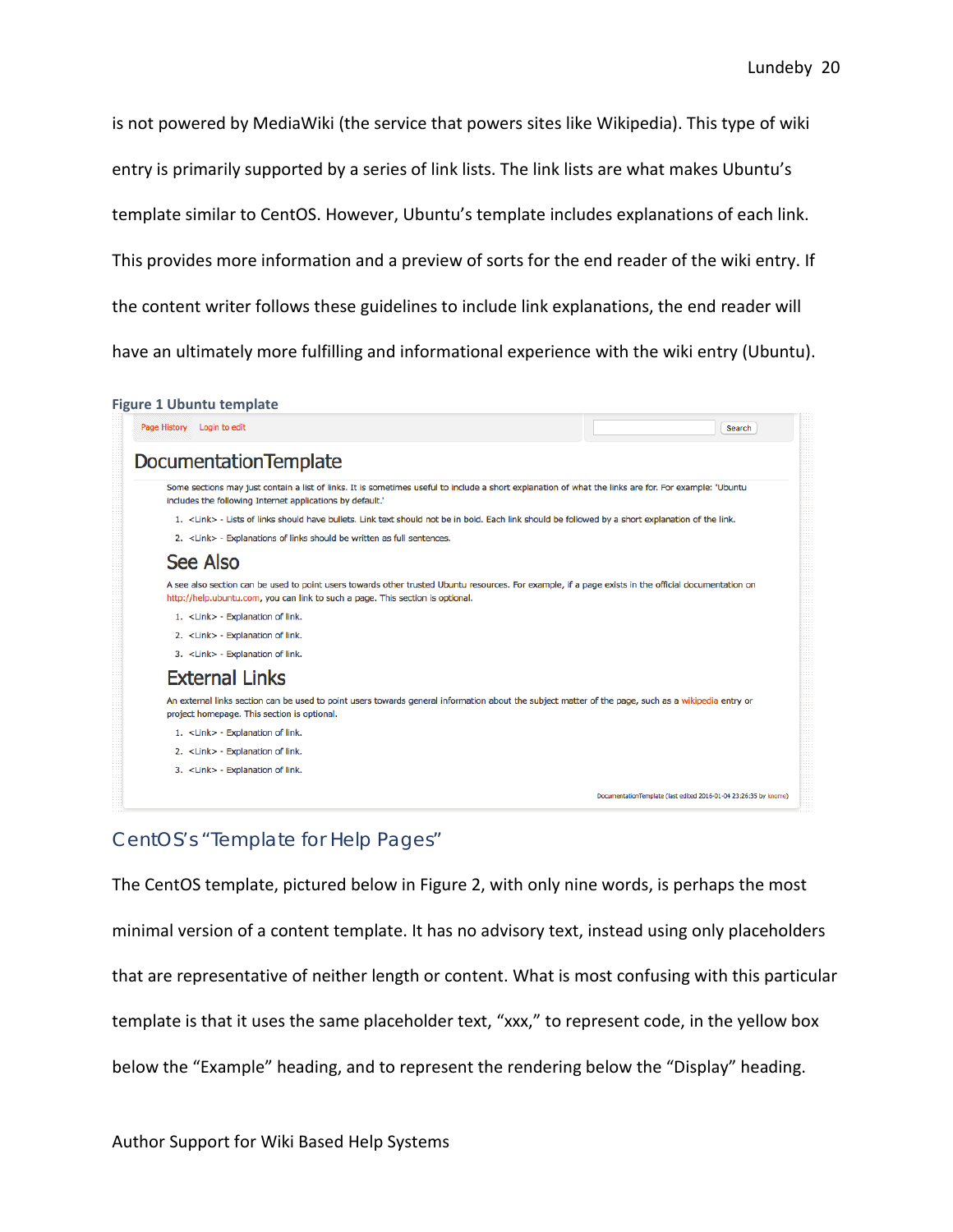is not powered by MediaWiki (the service that powers sites like Wikipedia). This type of wiki entry is primarily supported by a series of link lists. The link lists are what makes Ubuntu's template similar to CentOS. However, Ubuntu's template includes explanations of each link. This provides more information and a preview of sorts for the end reader of the wiki entry. If the content writer follows these guidelines to include link explanations, the end reader will have an ultimately more fulfilling and informational experience with the wiki entry (Ubuntu).

**Figure 1 Ubuntu template**

Page History Login to edit Search

# DocumentationTemplate

Some sections may just contain a list of links. It is sometimes useful to include a short explanation of what the links are for. For example: 'Ubuntu includes the following Internet applications by default.'

1. <Link> - Lists of links should have bullets. Link text should not be in bold. Each link should be followed by a short explanation of the link.
2. <Link> - Explanations of links should be written as full sentences.

## See Also

A see also section can be used to point users towards other trusted Ubuntu resources. For example, if a page exists in the official documentation on http://help.ubuntu.com, you can link to such a page. This section is optional.

1. <Link> - Explanation of link.
2. <Link> - Explanation of link.
3. <Link> - Explanation of link.

## External Links

An external links section can be used to point users towards general information about the subject matter of the page, such as a wikipedia entry or project homepage. This section is optional.

1. <Link> - Explanation of link.
2. <Link> - Explanation of link.
3. <Link> - Explanation of link.

DocumentationTemplate (last edited 2016-01-04 23:26:35 by knome)

## CentOS's "Template for Help Pages"

The CentOS template, pictured below in Figure 2, with only nine words, is perhaps the most minimal version of a content template. It has no advisory text, instead using only placeholders that are representative of neither length or content. What is most confusing with this particular template is that it uses the same placeholder text, "xxx," to represent code, in the yellow box below the "Example" heading, and to represent the rendering below the "Display" heading.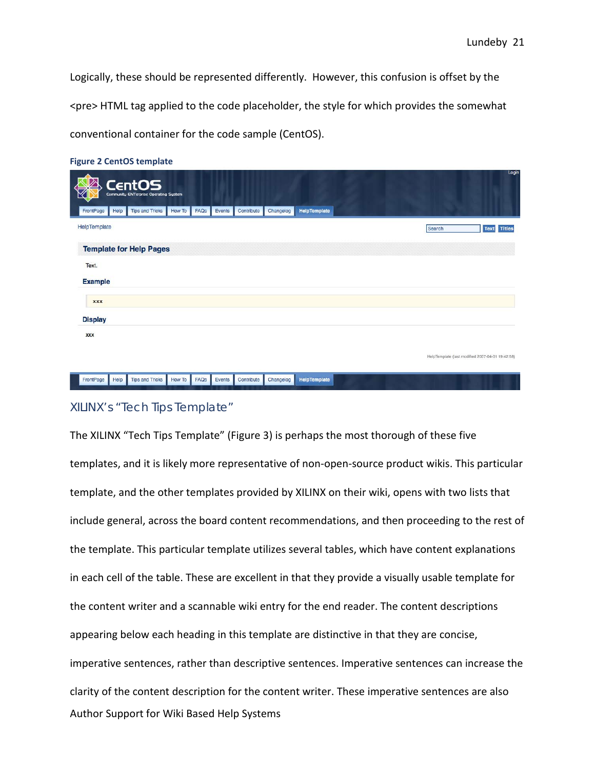Logically, these should be represented differently. However, this confusion is offset by the <pre> HTML tag applied to the code placeholder, the style for which provides the somewhat conventional container for the code sample (CentOS).

**Figure 2 CentOS template**

## XILINX's "Tech Tips Template"

The XILINX "Tech Tips Template" (Figure 3) is perhaps the most thorough of these five templates, and it is likely more representative of non-open-source product wikis. This particular template, and the other templates provided by XILINX on their wiki, opens with two lists that include general, across the board content recommendations, and then proceeding to the rest of the template. This particular template utilizes several tables, which have content explanations in each cell of the table. These are excellent in that they provide a visually usable template for the content writer and a scannable wiki entry for the end reader. The content descriptions appearing below each heading in this template are distinctive in that they are concise, imperative sentences, rather than descriptive sentences. Imperative sentences can increase the clarity of the content description for the content writer. These imperative sentences are also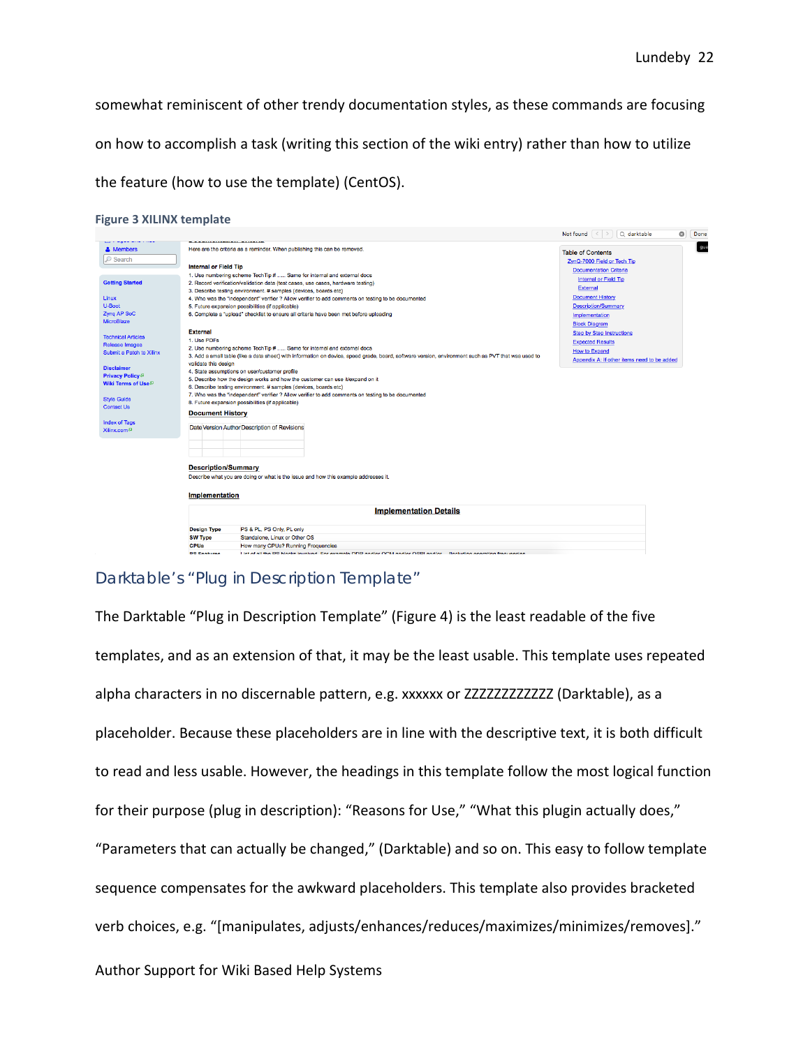somewhat reminiscent of other trendy documentation styles, as these commands are focusing on how to accomplish a task (writing this section of the wiki entry) rather than how to utilize the feature (how to use the template) (CentOS).

**Figure 3 XILINX template**

## Darktable's "Plug in Description Template"

The Darktable "Plug in Description Template" (Figure 4) is the least readable of the five templates, and as an extension of that, it may be the least usable. This template uses repeated alpha characters in no discernable pattern, e.g. xxxxxx or ZZZZZZZZZZZZ (Darktable), as a placeholder. Because these placeholders are in line with the descriptive text, it is both difficult to read and less usable. However, the headings in this template follow the most logical function for their purpose (plug in description): "Reasons for Use," "What this plugin actually does," "Parameters that can actually be changed," (Darktable) and so on. This easy to follow template sequence compensates for the awkward placeholders. This template also provides bracketed verb choices, e.g. "[manipulates, adjusts/enhances/reduces/maximizes/minimizes/removes]."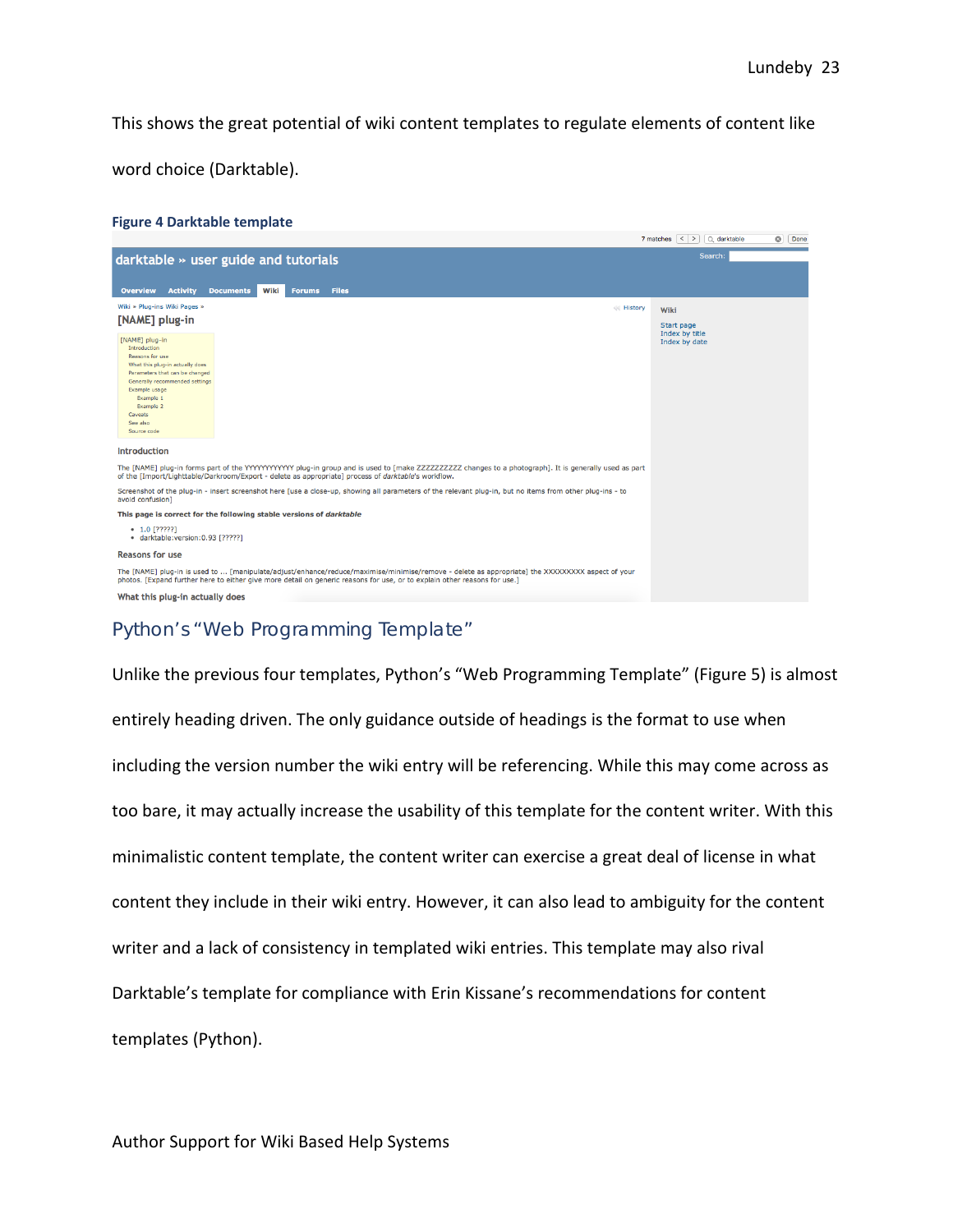This shows the great potential of wiki content templates to regulate elements of content like word choice (Darktable).

**Figure 4 Darktable template**

## Python's "Web Programming Template"

Unlike the previous four templates, Python's "Web Programming Template" (Figure 5) is almost entirely heading driven. The only guidance outside of headings is the format to use when including the version number the wiki entry will be referencing. While this may come across as too bare, it may actually increase the usability of this template for the content writer. With this minimalistic content template, the content writer can exercise a great deal of license in what content they include in their wiki entry. However, it can also lead to ambiguity for the content writer and a lack of consistency in templated wiki entries. This template may also rival Darktable's template for compliance with Erin Kissane's recommendations for content templates (Python).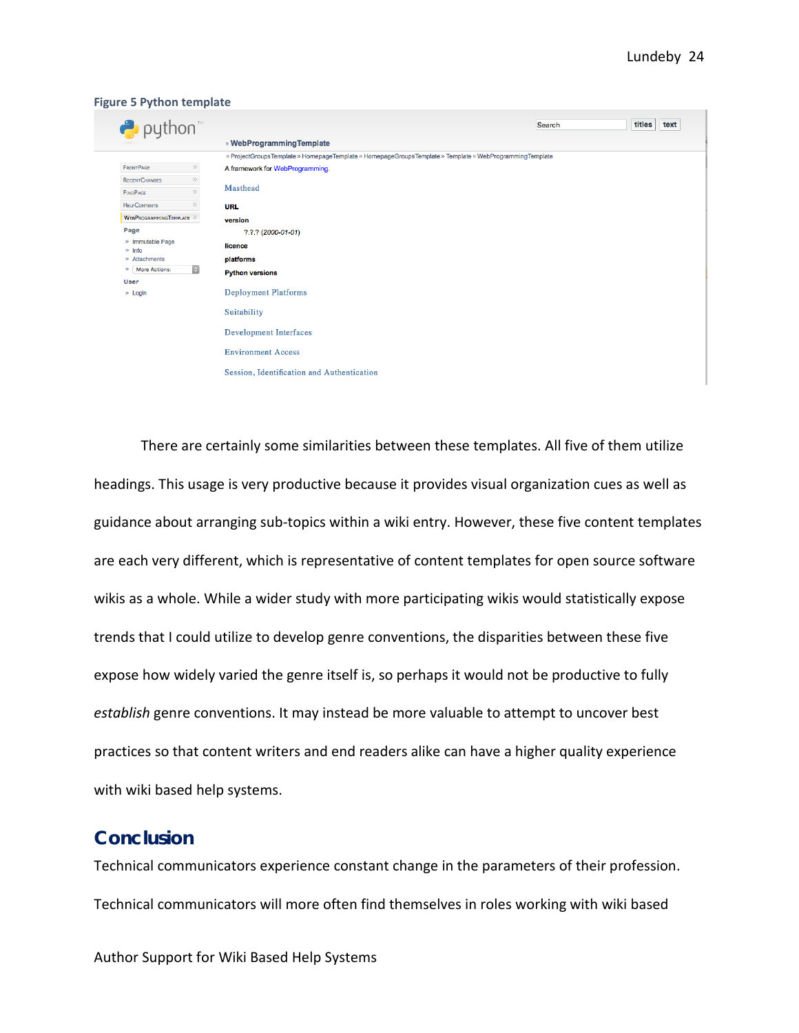**Figure 5 Python template**

There are certainly some similarities between these templates. All five of them utilize headings. This usage is very productive because it provides visual organization cues as well as guidance about arranging sub-topics within a wiki entry. However, these five content templates are each very different, which is representative of content templates for open source software wikis as a whole. While a wider study with more participating wikis would statistically expose trends that I could utilize to develop genre conventions, the disparities between these five expose how widely varied the genre itself is, so perhaps it would not be productive to fully *establish* genre conventions. It may instead be more valuable to attempt to uncover best practices so that content writers and end readers alike can have a higher quality experience with wiki based help systems.

## Conclusion

Technical communicators experience constant change in the parameters of their profession. Technical communicators will more often find themselves in roles working with wiki based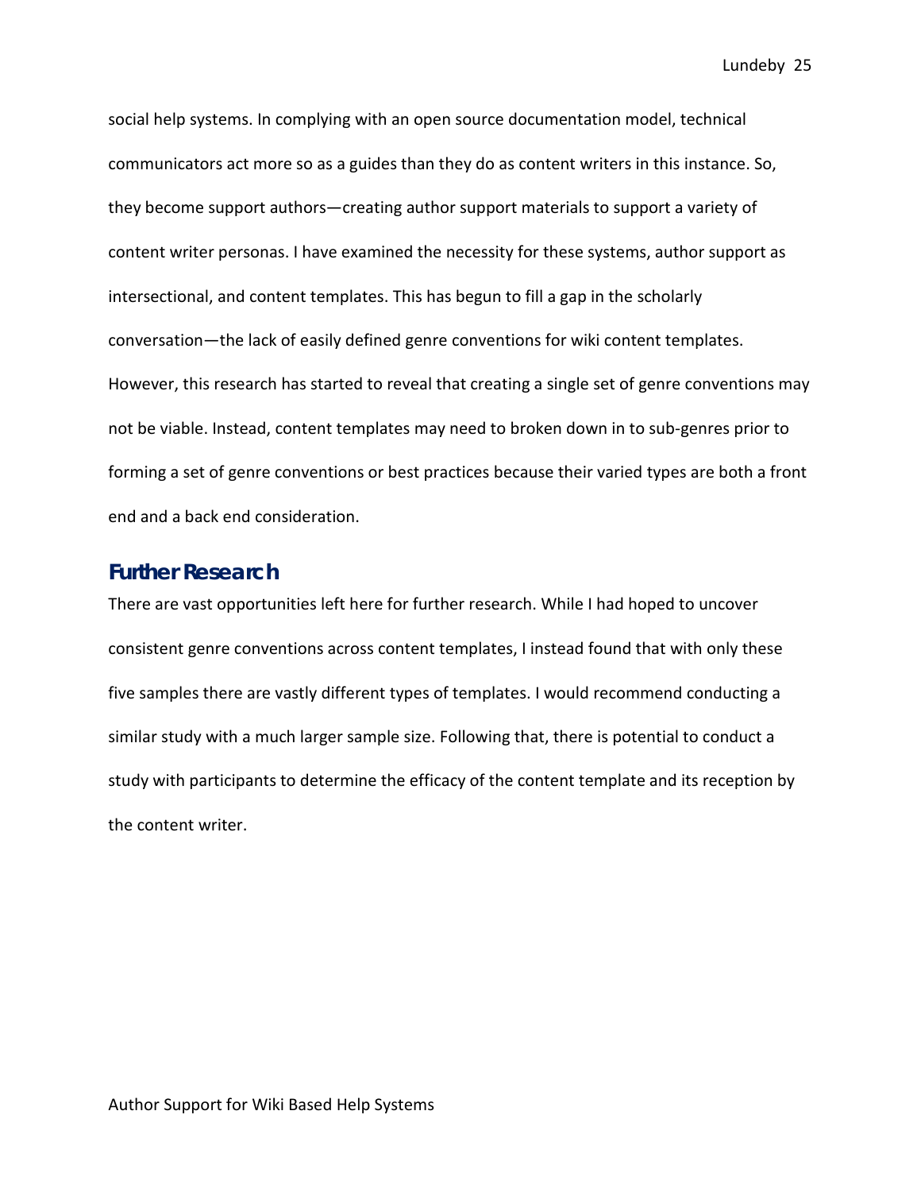social help systems. In complying with an open source documentation model, technical communicators act more so as a guides than they do as content writers in this instance. So, they become support authors—creating author support materials to support a variety of content writer personas. I have examined the necessity for these systems, author support as intersectional, and content templates. This has begun to fill a gap in the scholarly conversation—the lack of easily defined genre conventions for wiki content templates. However, this research has started to reveal that creating a single set of genre conventions may not be viable. Instead, content templates may need to broken down in to sub-genres prior to forming a set of genre conventions or best practices because their varied types are both a front end and a back end consideration.

## Further Research

There are vast opportunities left here for further research. While I had hoped to uncover consistent genre conventions across content templates, I instead found that with only these five samples there are vastly different types of templates. I would recommend conducting a similar study with a much larger sample size. Following that, there is potential to conduct a study with participants to determine the efficacy of the content template and its reception by the content writer.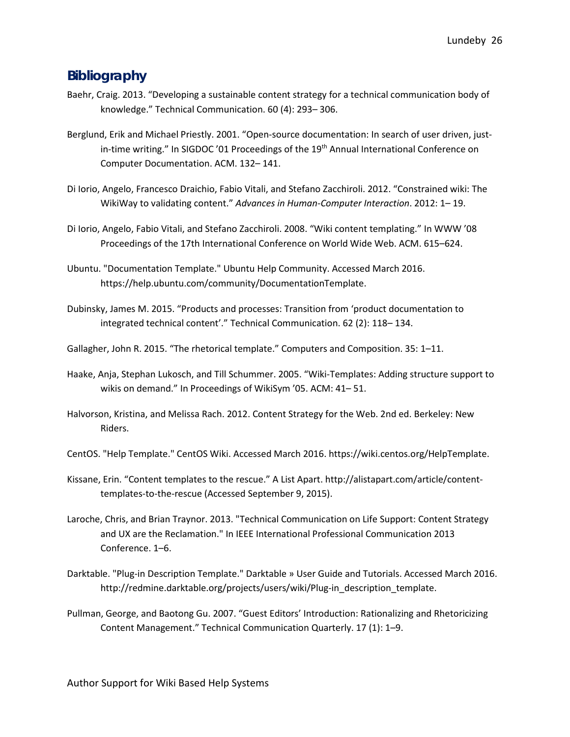## Bibliography

Baehr, Craig. 2013. “Developing a sustainable content strategy for a technical communication body of knowledge.” Technical Communication. 60 (4): 293– 306.

Berglund, Erik and Michael Priestly. 2001. “Open-source documentation: In search of user driven, just-in-time writing.” In SIGDOC ’01 Proceedings of the 19th Annual International Conference on Computer Documentation. ACM. 132– 141.

Di Iorio, Angelo, Francesco Draichio, Fabio Vitali, and Stefano Zacchiroli. 2012. “Constrained wiki: The WikiWay to validating content.” *Advances in Human-Computer Interaction*. 2012: 1– 19.

Di Iorio, Angelo, Fabio Vitali, and Stefano Zacchiroli. 2008. “Wiki content templating.” In WWW ’08 Proceedings of the 17th International Conference on World Wide Web. ACM. 615–624.

Ubuntu. "Documentation Template." Ubuntu Help Community. Accessed March 2016. https://help.ubuntu.com/community/DocumentationTemplate.

Dubinsky, James M. 2015. “Products and processes: Transition from ‘product documentation to integrated technical content’.” Technical Communication. 62 (2): 118– 134.

Gallagher, John R. 2015. “The rhetorical template.” Computers and Composition. 35: 1–11.

Haake, Anja, Stephan Lukosch, and Till Schummer. 2005. “Wiki-Templates: Adding structure support to wikis on demand.” In Proceedings of WikiSym ’05. ACM: 41– 51.

Halvorson, Kristina, and Melissa Rach. 2012. Content Strategy for the Web. 2nd ed. Berkeley: New Riders.

CentOS. "Help Template." CentOS Wiki. Accessed March 2016. https://wiki.centos.org/HelpTemplate.

Kissane, Erin. “Content templates to the rescue.” A List Apart. http://alistapart.com/article/content-templates-to-the-rescue (Accessed September 9, 2015).

Laroche, Chris, and Brian Traynor. 2013. "Technical Communication on Life Support: Content Strategy and UX are the Reclamation." In IEEE International Professional Communication 2013 Conference. 1–6.

Darktable. "Plug-in Description Template." Darktable » User Guide and Tutorials. Accessed March 2016. http://redmine.darktable.org/projects/users/wiki/Plug-in_description_template.

Pullman, George, and Baotong Gu. 2007. “Guest Editors’ Introduction: Rationalizing and Rhetoricizing Content Management.” Technical Communication Quarterly. 17 (1): 1–9.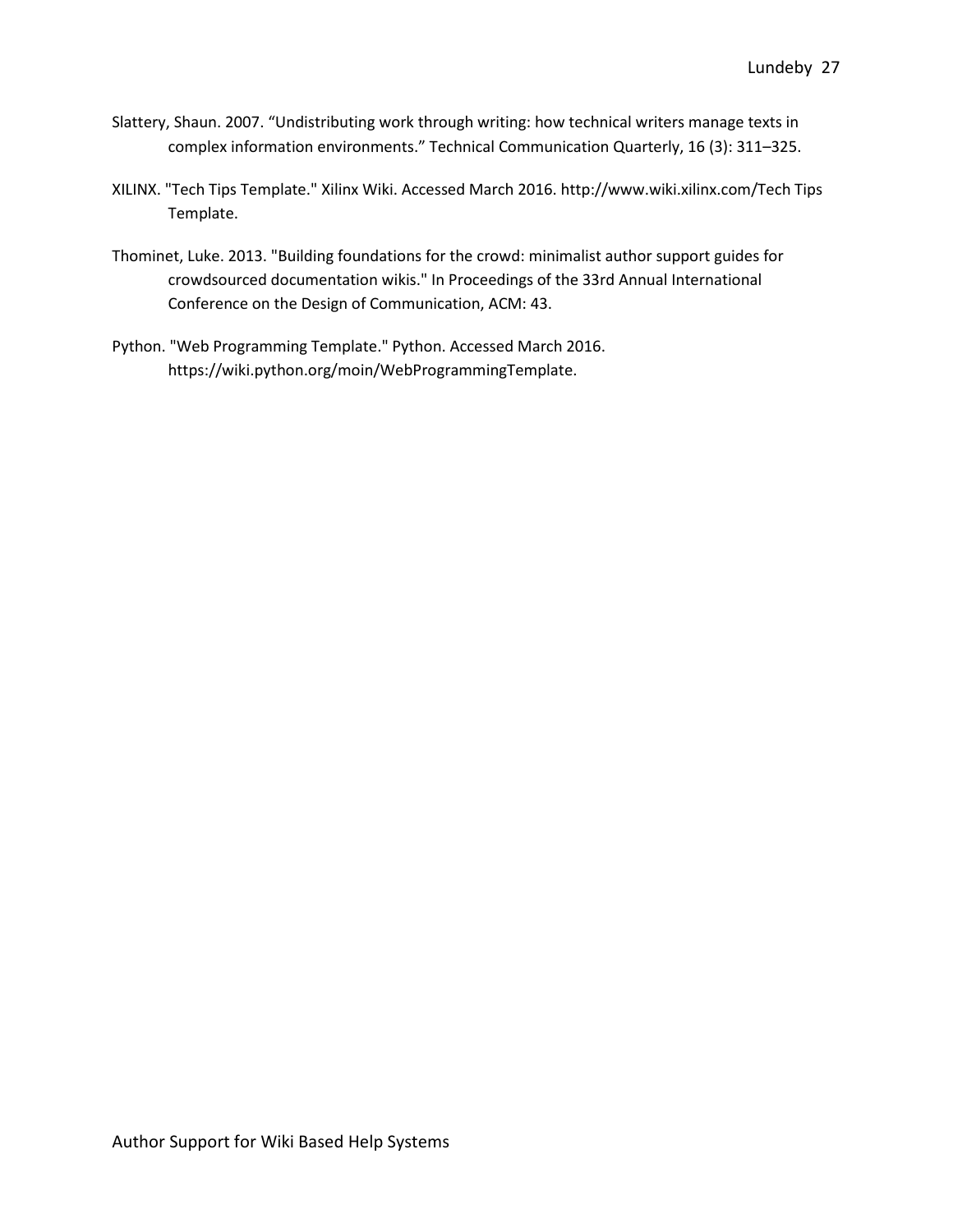Slattery, Shaun. 2007. “Undistributing work through writing: how technical writers manage texts in complex information environments.” Technical Communication Quarterly, 16 (3): 311–325.

XILINX. "Tech Tips Template." Xilinx Wiki. Accessed March 2016. http://www.wiki.xilinx.com/Tech Tips Template.

Thominet, Luke. 2013. "Building foundations for the crowd: minimalist author support guides for crowdsourced documentation wikis." In Proceedings of the 33rd Annual International Conference on the Design of Communication, ACM: 43.

Python. "Web Programming Template." Python. Accessed March 2016. https://wiki.python.org/moin/WebProgrammingTemplate.